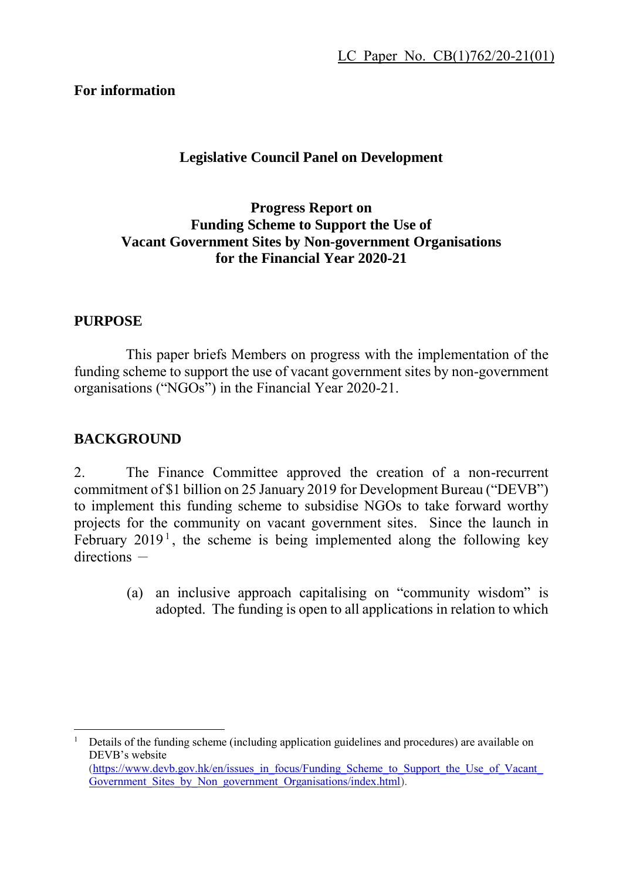LC Paper No. CB(1)762/20-21(01)

**For information**

**Legislative Council Panel on Development**

**Progress Report on Funding Scheme to Support the Use of Vacant Government Sites by Non-government Organisations for the Financial Year 2020-21**

## PURPOSE

This paper briefs Members on progress with the implementation of the funding scheme to support the use of vacant government sites by non-government organisations ("NGOs") in the Financial Year 2020-21.

## BACKGROUND

2. The Finance Committee approved the creation of a non-recurrent commitment of $1 billion on 25 January 2019 for Development Bureau ("DEVB") to implement this funding scheme to subsidise NGOs to take forward worthy projects for the community on vacant government sites. Since the launch in February 2019[1], the scheme is being implemented along the following key directions –

(a) an inclusive approach capitalising on "community wisdom" is adopted. The funding is open to all applications in relation to which

---

[1] Details of the funding scheme (including application guidelines and procedures) are available on DEVB's website (https://www.devb.gov.hk/en/issues_in_focus/Funding_Scheme_to_Support_the_Use_of_Vacant_Government_Sites_by_Non_government_Organisations/index.html).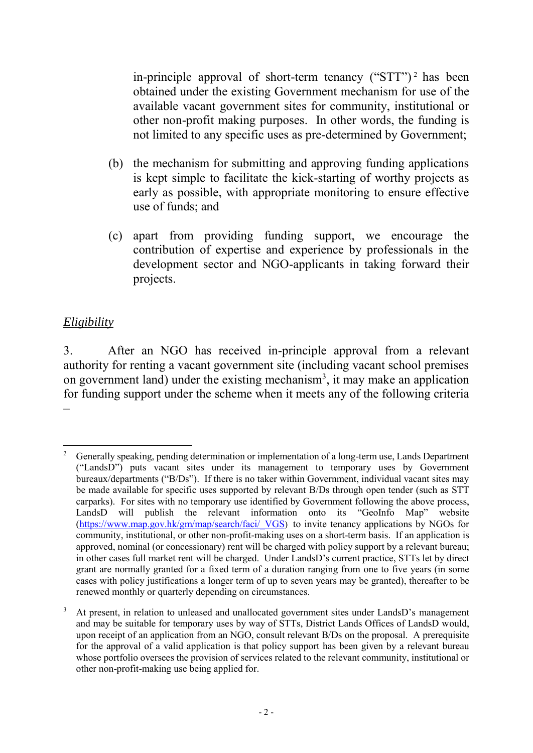in-principle approval of short-term tenancy ("STT")[2] has been obtained under the existing Government mechanism for use of the available vacant government sites for community, institutional or other non-profit making purposes. In other words, the funding is not limited to any specific uses as pre-determined by Government;

(b) the mechanism for submitting and approving funding applications is kept simple to facilitate the kick-starting of worthy projects as early as possible, with appropriate monitoring to ensure effective use of funds; and

(c) apart from providing funding support, we encourage the contribution of expertise and experience by professionals in the development sector and NGO-applicants in taking forward their projects.

*Eligibility*

3. After an NGO has received in-principle approval from a relevant authority for renting a vacant government site (including vacant school premises on government land) under the existing mechanism[3], it may make an application for funding support under the scheme when it meets any of the following criteria –

---

[2] Generally speaking, pending determination or implementation of a long-term use, Lands Department ("LandsD") puts vacant sites under its management to temporary uses by Government bureaux/departments ("B/Ds"). If there is no taker within Government, individual vacant sites may be made available for specific uses supported by relevant B/Ds through open tender (such as STT carparks). For sites with no temporary use identified by Government following the above process, LandsD will publish the relevant information onto its "GeoInfo Map" website (https://www.map.gov.hk/gm/map/search/faci/_VGS) to invite tenancy applications by NGOs for community, institutional, or other non-profit-making uses on a short-term basis. If an application is approved, nominal (or concessionary) rent will be charged with policy support by a relevant bureau; in other cases full market rent will be charged. Under LandsD's current practice, STTs let by direct grant are normally granted for a fixed term of a duration ranging from one to five years (in some cases with policy justifications a longer term of up to seven years may be granted), thereafter to be renewed monthly or quarterly depending on circumstances.

[3] At present, in relation to unleased and unallocated government sites under LandsD's management and may be suitable for temporary uses by way of STTs, District Lands Offices of LandsD would, upon receipt of an application from an NGO, consult relevant B/Ds on the proposal. A prerequisite for the approval of a valid application is that policy support has been given by a relevant bureau whose portfolio oversees the provision of services related to the relevant community, institutional or other non-profit-making use being applied for.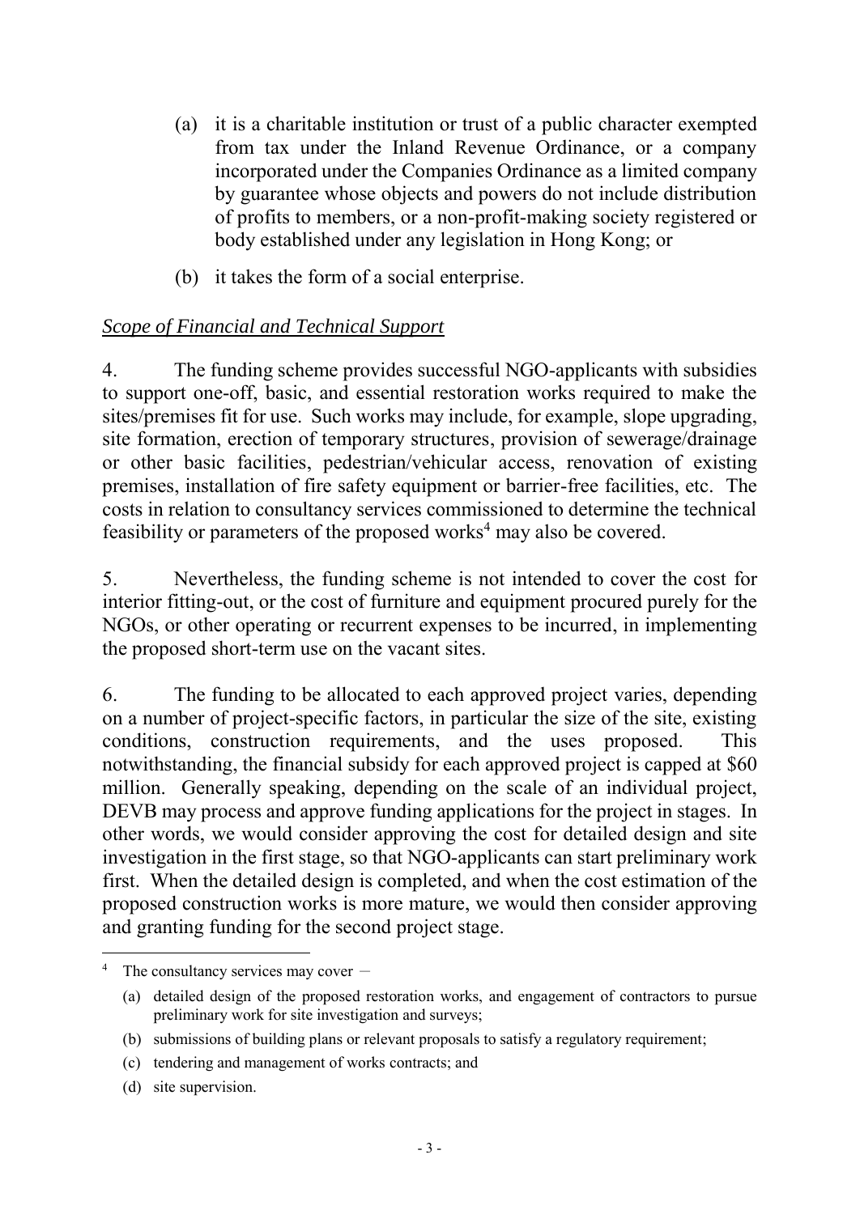(a) it is a charitable institution or trust of a public character exempted from tax under the Inland Revenue Ordinance, or a company incorporated under the Companies Ordinance as a limited company by guarantee whose objects and powers do not include distribution of profits to members, or a non-profit-making society registered or body established under any legislation in Hong Kong; or

(b) it takes the form of a social enterprise.

*Scope of Financial and Technical Support*

4. The funding scheme provides successful NGO-applicants with subsidies to support one-off, basic, and essential restoration works required to make the sites/premises fit for use. Such works may include, for example, slope upgrading, site formation, erection of temporary structures, provision of sewerage/drainage or other basic facilities, pedestrian/vehicular access, renovation of existing premises, installation of fire safety equipment or barrier-free facilities, etc. The costs in relation to consultancy services commissioned to determine the technical feasibility or parameters of the proposed works[4] may also be covered.

5. Nevertheless, the funding scheme is not intended to cover the cost for interior fitting-out, or the cost of furniture and equipment procured purely for the NGOs, or other operating or recurrent expenses to be incurred, in implementing the proposed short-term use on the vacant sites.

6. The funding to be allocated to each approved project varies, depending on a number of project-specific factors, in particular the size of the site, existing conditions, construction requirements, and the uses proposed. This notwithstanding, the financial subsidy for each approved project is capped at $60 million. Generally speaking, depending on the scale of an individual project, DEVB may process and approve funding applications for the project in stages. In other words, we would consider approving the cost for detailed design and site investigation in the first stage, so that NGO-applicants can start preliminary work first. When the detailed design is completed, and when the cost estimation of the proposed construction works is more mature, we would then consider approving and granting funding for the second project stage.

---

[4] The consultancy services may cover –

(a) detailed design of the proposed restoration works, and engagement of contractors to pursue preliminary work for site investigation and surveys;

(b) submissions of building plans or relevant proposals to satisfy a regulatory requirement;

(c) tendering and management of works contracts; and

(d) site supervision.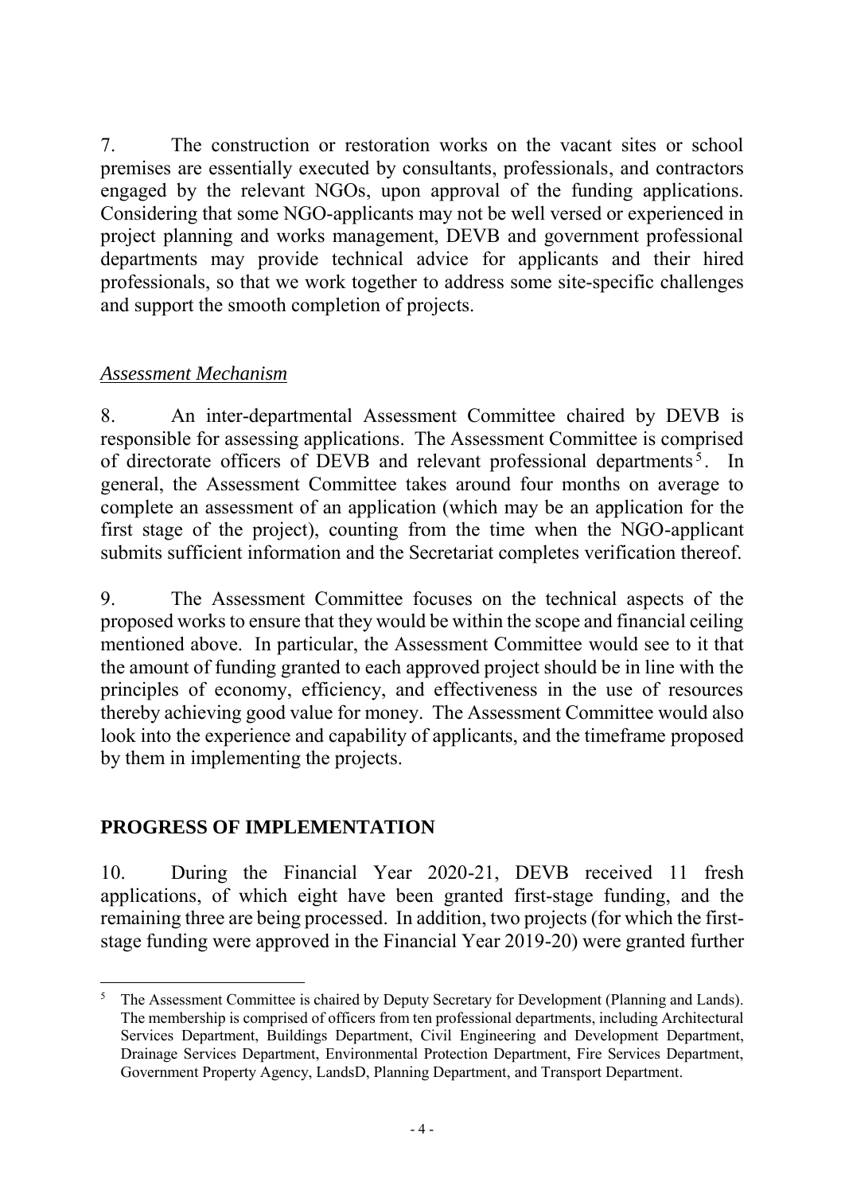7. The construction or restoration works on the vacant sites or school premises are essentially executed by consultants, professionals, and contractors engaged by the relevant NGOs, upon approval of the funding applications. Considering that some NGO-applicants may not be well versed or experienced in project planning and works management, DEVB and government professional departments may provide technical advice for applicants and their hired professionals, so that we work together to address some site-specific challenges and support the smooth completion of projects.

*Assessment Mechanism*

8. An inter-departmental Assessment Committee chaired by DEVB is responsible for assessing applications. The Assessment Committee is comprised of directorate officers of DEVB and relevant professional departments[5]. In general, the Assessment Committee takes around four months on average to complete an assessment of an application (which may be an application for the first stage of the project), counting from the time when the NGO-applicant submits sufficient information and the Secretariat completes verification thereof.

9. The Assessment Committee focuses on the technical aspects of the proposed works to ensure that they would be within the scope and financial ceiling mentioned above. In particular, the Assessment Committee would see to it that the amount of funding granted to each approved project should be in line with the principles of economy, efficiency, and effectiveness in the use of resources thereby achieving good value for money. The Assessment Committee would also look into the experience and capability of applicants, and the timeframe proposed by them in implementing the projects.

## PROGRESS OF IMPLEMENTATION

10. During the Financial Year 2020-21, DEVB received 11 fresh applications, of which eight have been granted first-stage funding, and the remaining three are being processed. In addition, two projects (for which the first-stage funding were approved in the Financial Year 2019-20) were granted further

---

[5] The Assessment Committee is chaired by Deputy Secretary for Development (Planning and Lands). The membership is comprised of officers from ten professional departments, including Architectural Services Department, Buildings Department, Civil Engineering and Development Department, Drainage Services Department, Environmental Protection Department, Fire Services Department, Government Property Agency, LandsD, Planning Department, and Transport Department.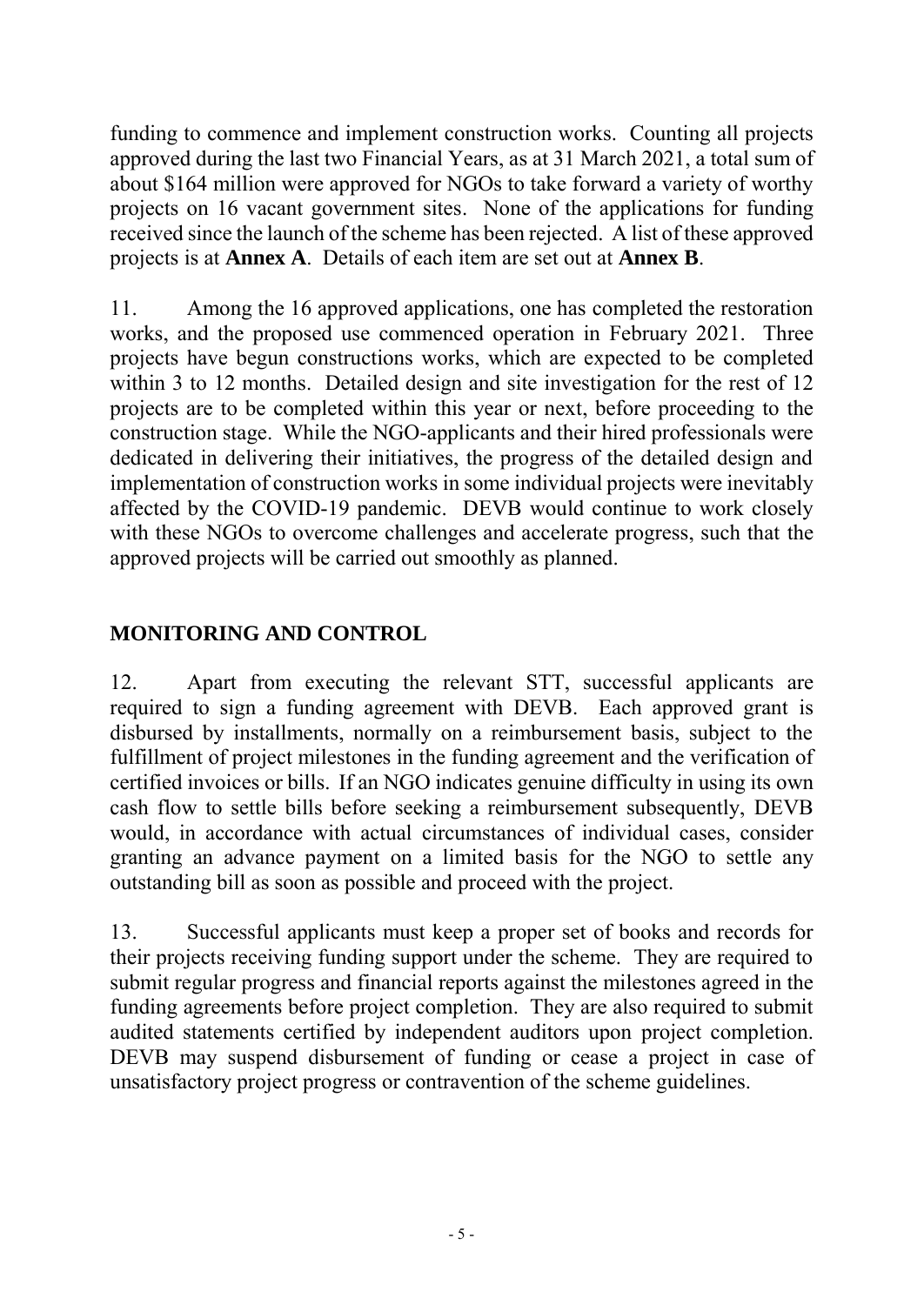funding to commence and implement construction works. Counting all projects approved during the last two Financial Years, as at 31 March 2021, a total sum of about $164 million were approved for NGOs to take forward a variety of worthy projects on 16 vacant government sites. None of the applications for funding received since the launch of the scheme has been rejected. A list of these approved projects is at **Annex A**. Details of each item are set out at **Annex B**.

11. Among the 16 approved applications, one has completed the restoration works, and the proposed use commenced operation in February 2021. Three projects have begun constructions works, which are expected to be completed within 3 to 12 months. Detailed design and site investigation for the rest of 12 projects are to be completed within this year or next, before proceeding to the construction stage. While the NGO-applicants and their hired professionals were dedicated in delivering their initiatives, the progress of the detailed design and implementation of construction works in some individual projects were inevitably affected by the COVID-19 pandemic. DEVB would continue to work closely with these NGOs to overcome challenges and accelerate progress, such that the approved projects will be carried out smoothly as planned.

## MONITORING AND CONTROL

12. Apart from executing the relevant STT, successful applicants are required to sign a funding agreement with DEVB. Each approved grant is disbursed by installments, normally on a reimbursement basis, subject to the fulfillment of project milestones in the funding agreement and the verification of certified invoices or bills. If an NGO indicates genuine difficulty in using its own cash flow to settle bills before seeking a reimbursement subsequently, DEVB would, in accordance with actual circumstances of individual cases, consider granting an advance payment on a limited basis for the NGO to settle any outstanding bill as soon as possible and proceed with the project.

13. Successful applicants must keep a proper set of books and records for their projects receiving funding support under the scheme. They are required to submit regular progress and financial reports against the milestones agreed in the funding agreements before project completion. They are also required to submit audited statements certified by independent auditors upon project completion. DEVB may suspend disbursement of funding or cease a project in case of unsatisfactory project progress or contravention of the scheme guidelines.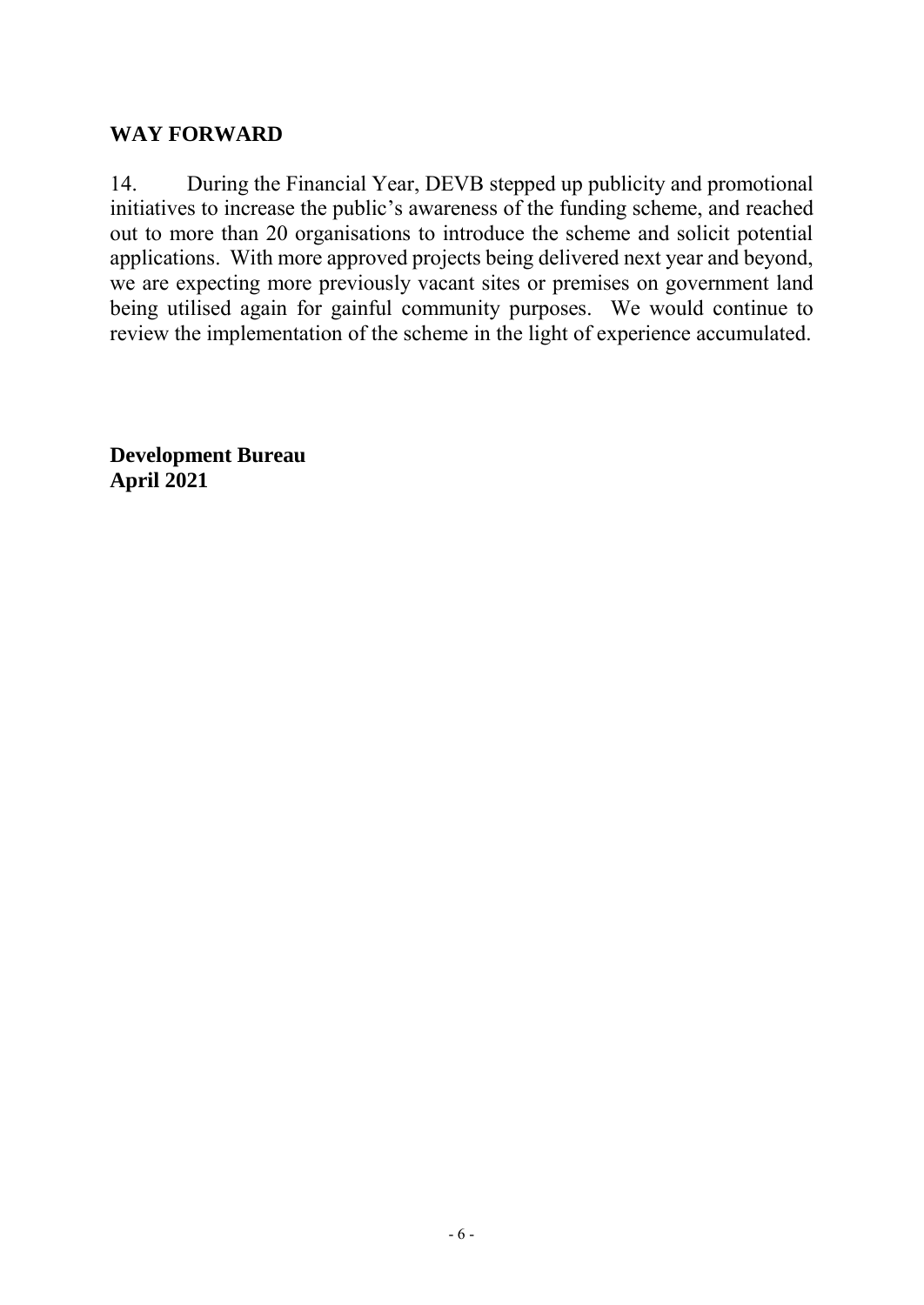## WAY FORWARD

14. During the Financial Year, DEVB stepped up publicity and promotional initiatives to increase the public's awareness of the funding scheme, and reached out to more than 20 organisations to introduce the scheme and solicit potential applications. With more approved projects being delivered next year and beyond, we are expecting more previously vacant sites or premises on government land being utilised again for gainful community purposes. We would continue to review the implementation of the scheme in the light of experience accumulated.

**Development Bureau**
**April 2021**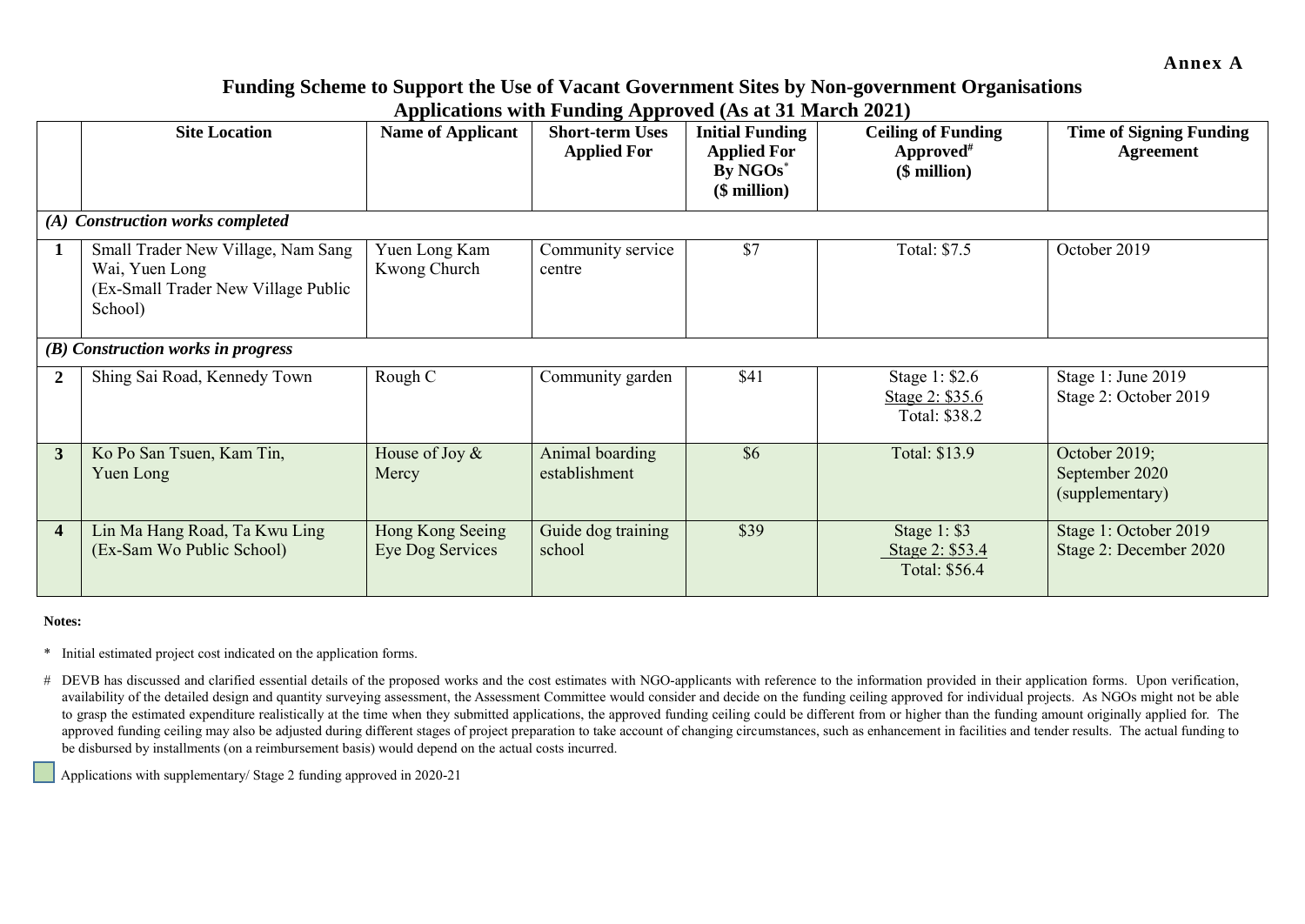**Annex A**

## Funding Scheme to Support the Use of Vacant Government Sites by Non-government Organisations

### Applications with Funding Approved (As at 31 March 2021)

| | Site Location | Name of Applicant | Short-term Uses Applied For | Initial Funding Applied For By NGOs* ($ million) | Ceiling of Funding Approved# ($ million) | Time of Signing Funding Agreement |
|---|---|---|---|---|---|---|
| ***(A) Construction works completed*** | | | | | | |
| **1** | Small Trader New Village, Nam Sang Wai, Yuen Long (Ex-Small Trader New Village Public School) | Yuen Long Kam Kwong Church | Community service centre | $7 | Total: $7.5 | October 2019 |
| ***(B) Construction works in progress*** | | | | | | |
| **2** | Shing Sai Road, Kennedy Town | Rough C | Community garden | $41 | Stage 1: $2.6<br>Stage 2: $35.6<br>Total: $38.2 | Stage 1: June 2019<br>Stage 2: October 2019 |
| **3** | Ko Po San Tsuen, Kam Tin, Yuen Long | House of Joy & Mercy | Animal boarding establishment | $6 | Total: $13.9 | October 2019;<br>September 2020 (supplementary) |
| **4** | Lin Ma Hang Road, Ta Kwu Ling (Ex-Sam Wo Public School) | Hong Kong Seeing Eye Dog Services | Guide dog training school | $39 | Stage 1: $3<br>Stage 2: $53.4<br>Total: $56.4 | Stage 1: October 2019<br>Stage 2: December 2020 |

**Notes:**

\* Initial estimated project cost indicated on the application forms.

\# DEVB has discussed and clarified essential details of the proposed works and the cost estimates with NGO-applicants with reference to the information provided in their application forms. Upon verification, availability of the detailed design and quantity surveying assessment, the Assessment Committee would consider and decide on the funding ceiling approved for individual projects. As NGOs might not be able to grasp the estimated expenditure realistically at the time when they submitted applications, the approved funding ceiling could be different from or higher than the funding amount originally applied for. The approved funding ceiling may also be adjusted during different stages of project preparation to take account of changing circumstances, such as enhancement in facilities and tender results. The actual funding to be disbursed by installments (on a reimbursement basis) would depend on the actual costs incurred.

(Shaded rows) Applications with supplementary/ Stage 2 funding approved in 2020-21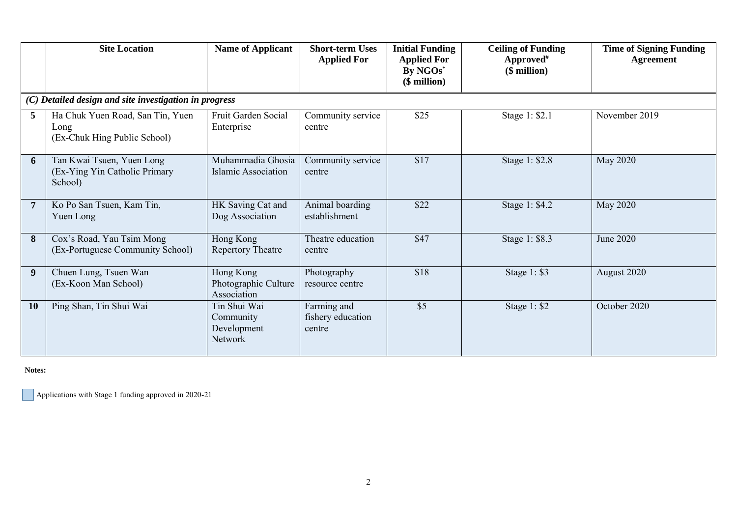| | Site Location | Name of Applicant | Short-term Uses Applied For | Initial Funding Applied For By NGOs* ($ million) | Ceiling of Funding Approved# ($ million) | Time of Signing Funding Agreement |
|---|---|---|---|---|---|---|
| *(C) Detailed design and site investigation in progress* | | | | | | |
| **5** | Ha Chuk Yuen Road, San Tin, Yuen Long (Ex-Chuk Hing Public School) | Fruit Garden Social Enterprise | Community service centre | $25 | Stage 1: $2.1 | November 2019 |
| **6** | Tan Kwai Tsuen, Yuen Long (Ex-Ying Yin Catholic Primary School) | Muhammadia Ghosia Islamic Association | Community service centre | $17 | Stage 1: $2.8 | May 2020 |
| **7** | Ko Po San Tsuen, Kam Tin, Yuen Long | HK Saving Cat and Dog Association | Animal boarding establishment | $22 | Stage 1: $4.2 | May 2020 |
| **8** | Cox's Road, Yau Tsim Mong (Ex-Portuguese Community School) | Hong Kong Repertory Theatre | Theatre education centre | $47 | Stage 1: $8.3 | June 2020 |
| **9** | Chuen Lung, Tsuen Wan (Ex-Koon Man School) | Hong Kong Photographic Culture Association | Photography resource centre | $18 | Stage 1: $3 | August 2020 |
| **10** | Ping Shan, Tin Shui Wai | Tin Shui Wai Community Development Network | Farming and fishery education centre | $5 | Stage 1: $2 | October 2020 |

**Notes:**

Applications with Stage 1 funding approved in 2020-21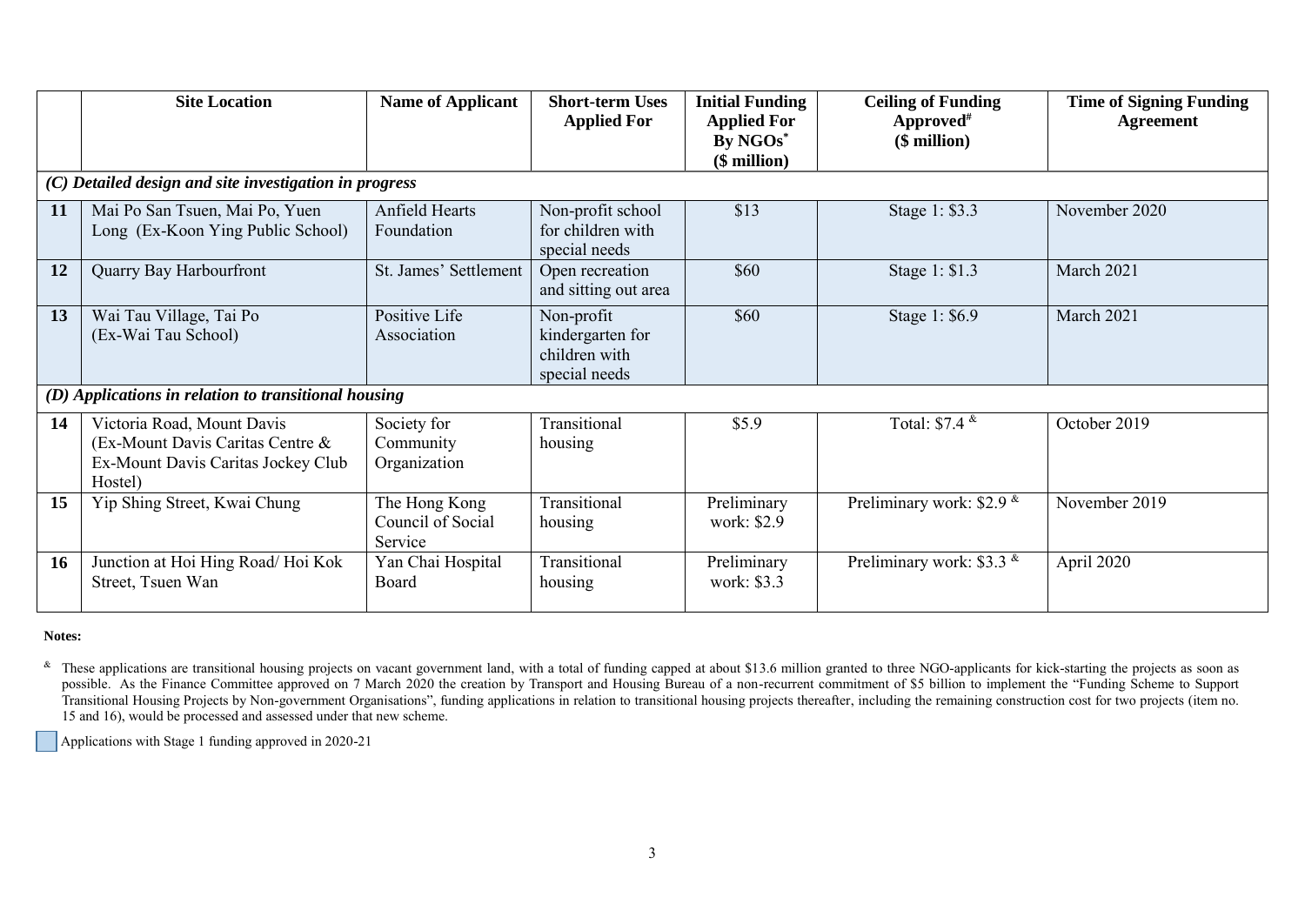| | Site Location | Name of Applicant | Short-term Uses Applied For | Initial Funding Applied For By NGOs* ($ million) | Ceiling of Funding Approved# ($ million) | Time of Signing Funding Agreement |
|---|---|---|---|---|---|---|
| ***(C) Detailed design and site investigation in progress*** | | | | | | |
| **11** | Mai Po San Tsuen, Mai Po, Yuen Long (Ex-Koon Ying Public School) | Anfield Hearts Foundation | Non-profit school for children with special needs | $13 | Stage 1: $3.3 | November 2020 |
| **12** | Quarry Bay Harbourfront | St. James' Settlement | Open recreation and sitting out area | $60 | Stage 1: $1.3 | March 2021 |
| **13** | Wai Tau Village, Tai Po (Ex-Wai Tau School) | Positive Life Association | Non-profit kindergarten for children with special needs | $60 | Stage 1: $6.9 | March 2021 |
| ***(D) Applications in relation to transitional housing*** | | | | | | |
| **14** | Victoria Road, Mount Davis (Ex-Mount Davis Caritas Centre & Ex-Mount Davis Caritas Jockey Club Hostel) | Society for Community Organization | Transitional housing | $5.9 | Total: $7.4 & | October 2019 |
| **15** | Yip Shing Street, Kwai Chung | The Hong Kong Council of Social Service | Transitional housing | Preliminary work: $2.9 | Preliminary work: $2.9 & | November 2019 |
| **16** | Junction at Hoi Hing Road/ Hoi Kok Street, Tsuen Wan | Yan Chai Hospital Board | Transitional housing | Preliminary work: $3.3 | Preliminary work: $3.3 & | April 2020 |

**Notes:**

& These applications are transitional housing projects on vacant government land, with a total of funding capped at about $13.6 million granted to three NGO-applicants for kick-starting the projects as soon as possible. As the Finance Committee approved on 7 March 2020 the creation by Transport and Housing Bureau of a non-recurrent commitment of $5 billion to implement the "Funding Scheme to Support Transitional Housing Projects by Non-government Organisations", funding applications in relation to transitional housing projects thereafter, including the remaining construction cost for two projects (item no. 15 and 16), would be processed and assessed under that new scheme.

Applications with Stage 1 funding approved in 2020-21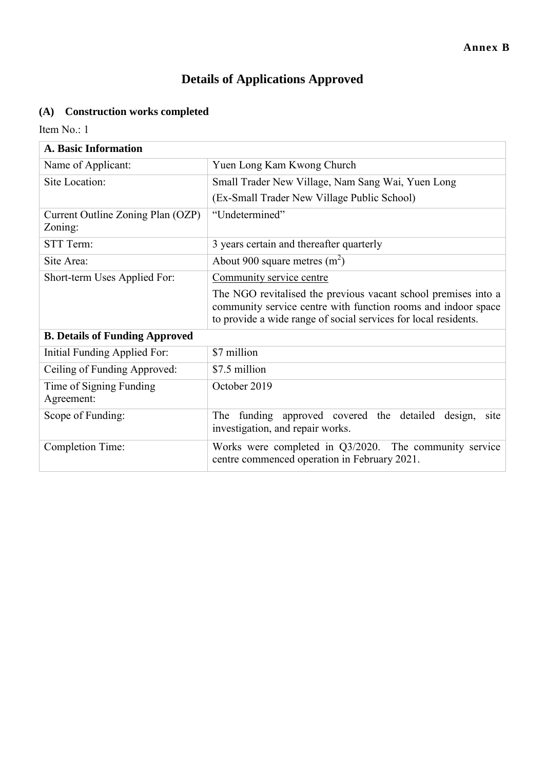**Annex B**

# Details of Applications Approved

## (A) Construction works completed

Item No.: 1

| A. Basic Information | |
|---|---|
| Name of Applicant: | Yuen Long Kam Kwong Church |
| Site Location: | Small Trader New Village, Nam Sang Wai, Yuen Long<br>(Ex-Small Trader New Village Public School) |
| Current Outline Zoning Plan (OZP) Zoning: | "Undetermined" |
| STT Term: | 3 years certain and thereafter quarterly |
| Site Area: | About 900 square metres ($m^2$) |
| Short-term Uses Applied For: | Community service centre<br>The NGO revitalised the previous vacant school premises into a community service centre with function rooms and indoor space to provide a wide range of social services for local residents. |
| **B. Details of Funding Approved** | |
| Initial Funding Applied For: | $7 million |
| Ceiling of Funding Approved: | $7.5 million |
| Time of Signing Funding Agreement: | October 2019 |
| Scope of Funding: | The funding approved covered the detailed design, site investigation, and repair works. |
| Completion Time: | Works were completed in Q3/2020. The community service centre commenced operation in February 2021. |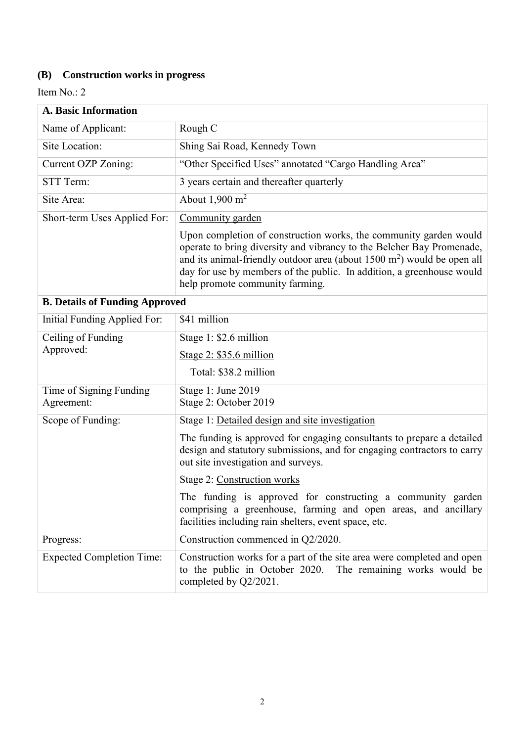## (B) Construction works in progress

Item No.: 2

| **A. Basic Information** | |
|---|---|
| Name of Applicant: | Rough C |
| Site Location: | Shing Sai Road, Kennedy Town |
| Current OZP Zoning: | "Other Specified Uses" annotated "Cargo Handling Area" |
| STT Term: | 3 years certain and thereafter quarterly |
| Site Area: | About 1,900 $m^2$ |
| Short-term Uses Applied For: | Community garden<br><br>Upon completion of construction works, the community garden would operate to bring diversity and vibrancy to the Belcher Bay Promenade, and its animal-friendly outdoor area (about 1500 $m^2$) would be open all day for use by members of the public. In addition, a greenhouse would help promote community farming. |
| **B. Details of Funding Approved** | |
| Initial Funding Applied For: | \$41 million |
| Ceiling of Funding Approved: | Stage 1: \$2.6 million<br>Stage 2: \$35.6 million<br>Total: \$38.2 million |
| Time of Signing Funding Agreement: | Stage 1: June 2019<br>Stage 2: October 2019 |
| Scope of Funding: | Stage 1: Detailed design and site investigation<br><br>The funding is approved for engaging consultants to prepare a detailed design and statutory submissions, and for engaging contractors to carry out site investigation and surveys.<br><br>Stage 2: Construction works<br><br>The funding is approved for constructing a community garden comprising a greenhouse, farming and open areas, and ancillary facilities including rain shelters, event space, etc. |
| Progress: | Construction commenced in Q2/2020. |
| Expected Completion Time: | Construction works for a part of the site area were completed and open to the public in October 2020. The remaining works would be completed by Q2/2021. |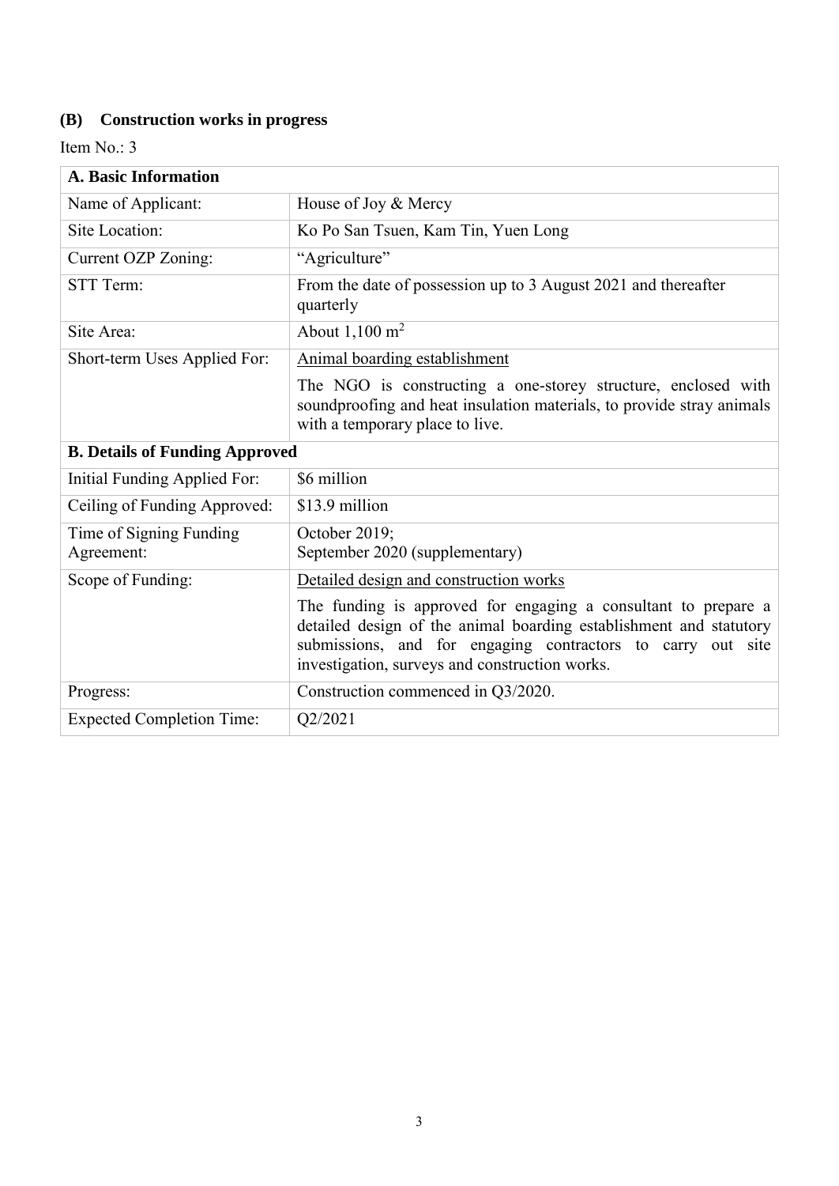### (B) Construction works in progress

Item No.: 3

| A. Basic Information | |
|---|---|
| Name of Applicant: | House of Joy & Mercy |
| Site Location: | Ko Po San Tsuen, Kam Tin, Yuen Long |
| Current OZP Zoning: | “Agriculture” |
| STT Term: | From the date of possession up to 3 August 2021 and thereafter quarterly |
| Site Area: | About 1,100 m$^2$ |
| Short-term Uses Applied For: | Animal boarding establishment<br><br>The NGO is constructing a one-storey structure, enclosed with soundproofing and heat insulation materials, to provide stray animals with a temporary place to live. |
| **B. Details of Funding Approved** | |
| Initial Funding Applied For: | \$6 million |
| Ceiling of Funding Approved: | \$13.9 million |
| Time of Signing Funding Agreement: | October 2019;<br>September 2020 (supplementary) |
| Scope of Funding: | Detailed design and construction works<br><br>The funding is approved for engaging a consultant to prepare a detailed design of the animal boarding establishment and statutory submissions, and for engaging contractors to carry out site investigation, surveys and construction works. |
| Progress: | Construction commenced in Q3/2020. |
| Expected Completion Time: | Q2/2021 |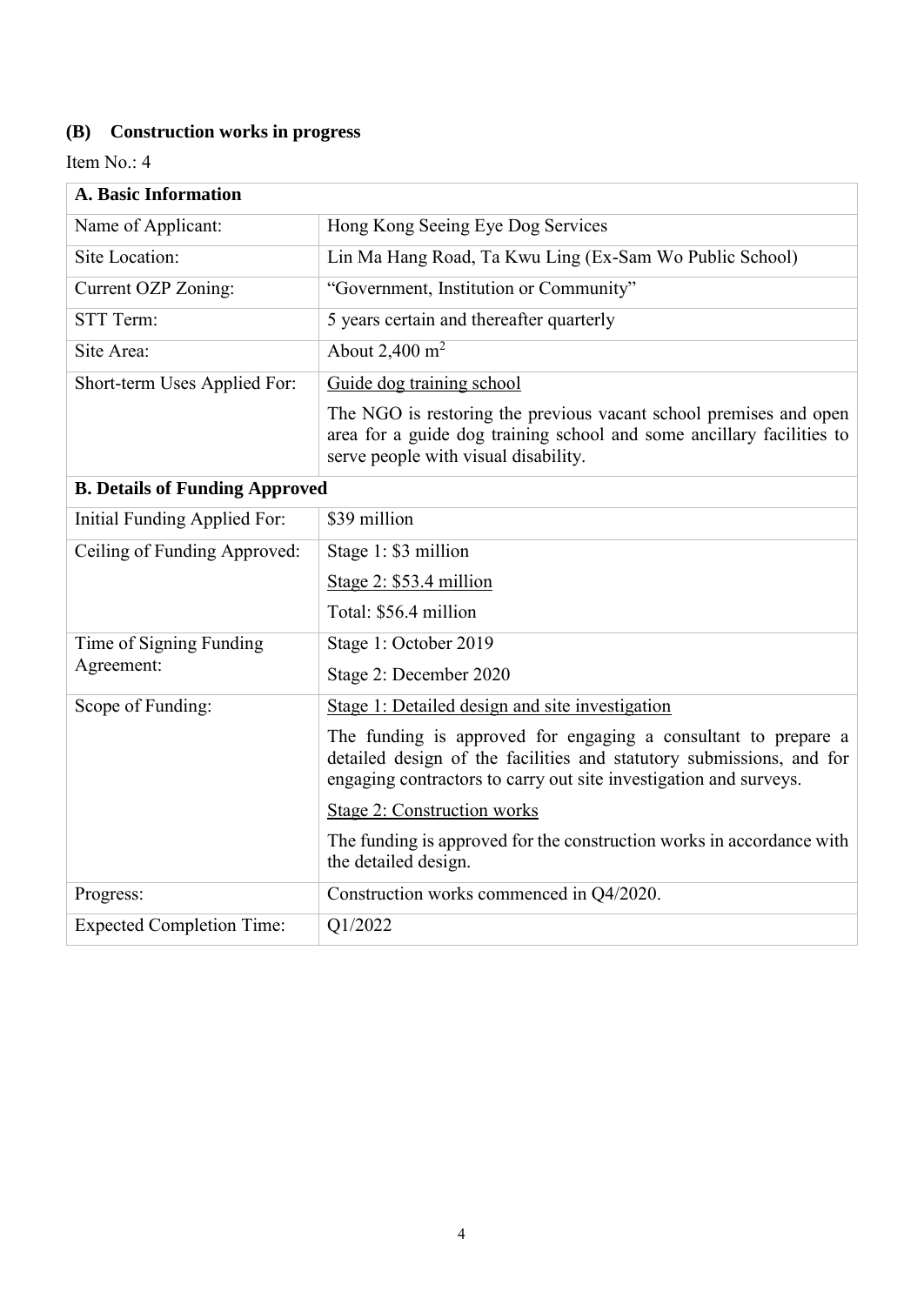### (B) Construction works in progress

Item No.: 4

| **A. Basic Information** | |
|---|---|
| Name of Applicant: | Hong Kong Seeing Eye Dog Services |
| Site Location: | Lin Ma Hang Road, Ta Kwu Ling (Ex-Sam Wo Public School) |
| Current OZP Zoning: | "Government, Institution or Community" |
| STT Term: | 5 years certain and thereafter quarterly |
| Site Area: | About 2,400 $m^2$ |
| Short-term Uses Applied For: | Guide dog training school<br><br>The NGO is restoring the previous vacant school premises and open area for a guide dog training school and some ancillary facilities to serve people with visual disability. |
| **B. Details of Funding Approved** | |
| Initial Funding Applied For: | $39 million |
| Ceiling of Funding Approved: | Stage 1: $3 million<br>Stage 2: $53.4 million<br>Total: $56.4 million |
| Time of Signing Funding Agreement: | Stage 1: October 2019<br>Stage 2: December 2020 |
| Scope of Funding: | Stage 1: Detailed design and site investigation<br><br>The funding is approved for engaging a consultant to prepare a detailed design of the facilities and statutory submissions, and for engaging contractors to carry out site investigation and surveys.<br><br>Stage 2: Construction works<br><br>The funding is approved for the construction works in accordance with the detailed design. |
| Progress: | Construction works commenced in Q4/2020. |
| Expected Completion Time: | Q1/2022 |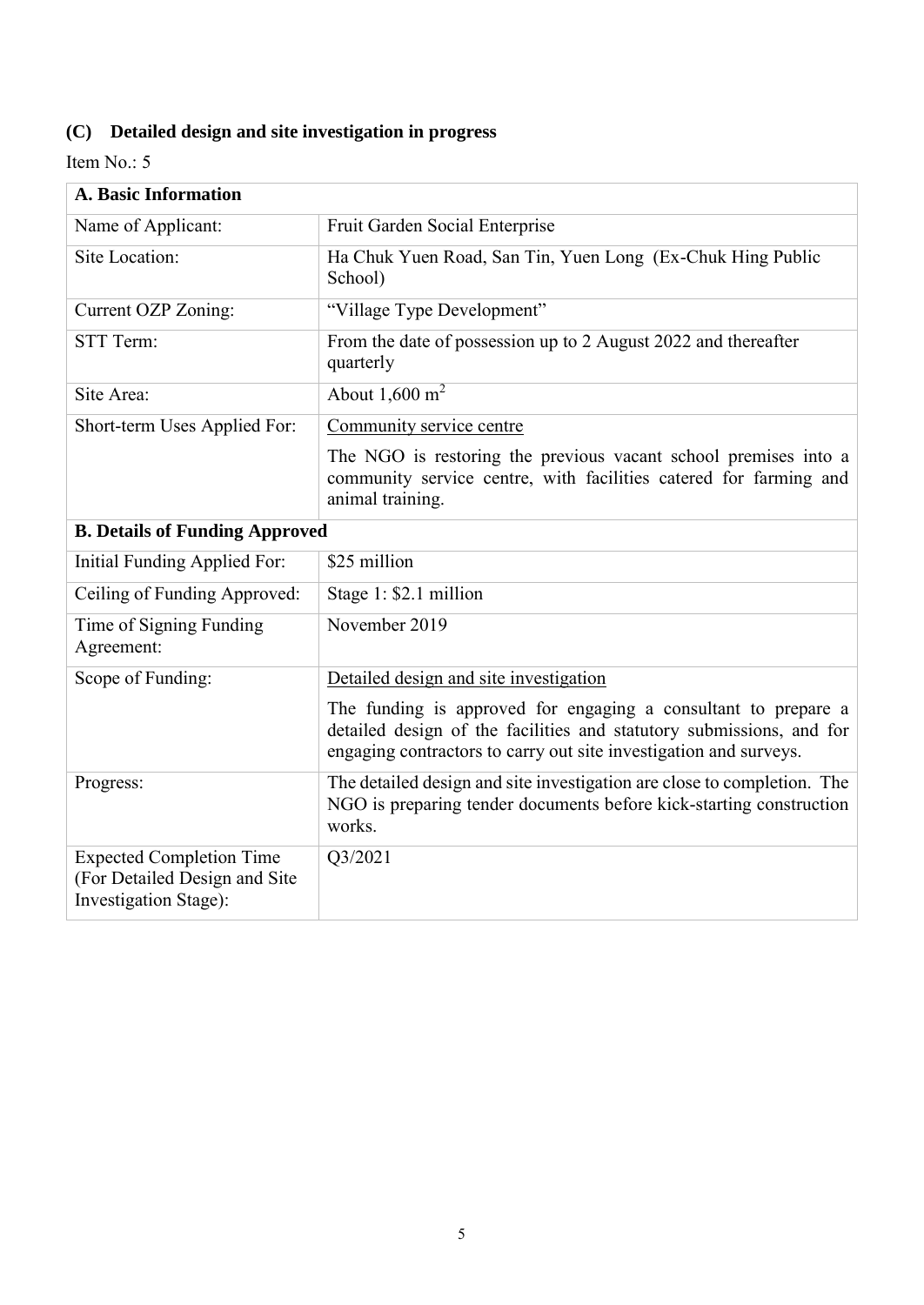## (C) Detailed design and site investigation in progress

Item No.: 5

| **A. Basic Information** | |
|---|---|
| Name of Applicant: | Fruit Garden Social Enterprise |
| Site Location: | Ha Chuk Yuen Road, San Tin, Yuen Long (Ex-Chuk Hing Public School) |
| Current OZP Zoning: | "Village Type Development" |
| STT Term: | From the date of possession up to 2 August 2022 and thereafter quarterly |
| Site Area: | About 1,600 $m^2$ |
| Short-term Uses Applied For: | Community service centre<br><br>The NGO is restoring the previous vacant school premises into a community service centre, with facilities catered for farming and animal training. |
| **B. Details of Funding Approved** | |
| Initial Funding Applied For: | $25 million |
| Ceiling of Funding Approved: | Stage 1: $2.1 million |
| Time of Signing Funding Agreement: | November 2019 |
| Scope of Funding: | Detailed design and site investigation<br><br>The funding is approved for engaging a consultant to prepare a detailed design of the facilities and statutory submissions, and for engaging contractors to carry out site investigation and surveys. |
| Progress: | The detailed design and site investigation are close to completion. The NGO is preparing tender documents before kick-starting construction works. |
| Expected Completion Time (For Detailed Design and Site Investigation Stage): | Q3/2021 |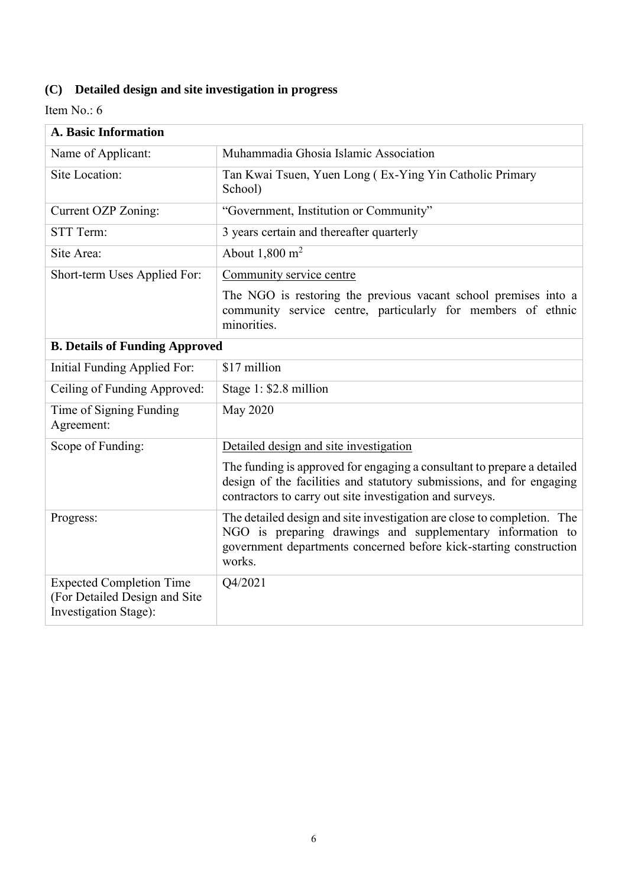### (C) Detailed design and site investigation in progress

Item No.: 6

| A. Basic Information | |
|---|---|
| Name of Applicant: | Muhammadia Ghosia Islamic Association |
| Site Location: | Tan Kwai Tsuen, Yuen Long ( Ex-Ying Yin Catholic Primary School) |
| Current OZP Zoning: | "Government, Institution or Community" |
| STT Term: | 3 years certain and thereafter quarterly |
| Site Area: | About 1,800 $m^2$ |
| Short-term Uses Applied For: | Community service centre<br><br>The NGO is restoring the previous vacant school premises into a community service centre, particularly for members of ethnic minorities. |
| **B. Details of Funding Approved** | |
| Initial Funding Applied For: | $17 million |
| Ceiling of Funding Approved: | Stage 1: $2.8 million |
| Time of Signing Funding Agreement: | May 2020 |
| Scope of Funding: | Detailed design and site investigation<br><br>The funding is approved for engaging a consultant to prepare a detailed design of the facilities and statutory submissions, and for engaging contractors to carry out site investigation and surveys. |
| Progress: | The detailed design and site investigation are close to completion. The NGO is preparing drawings and supplementary information to government departments concerned before kick-starting construction works. |
| Expected Completion Time (For Detailed Design and Site Investigation Stage): | Q4/2021 |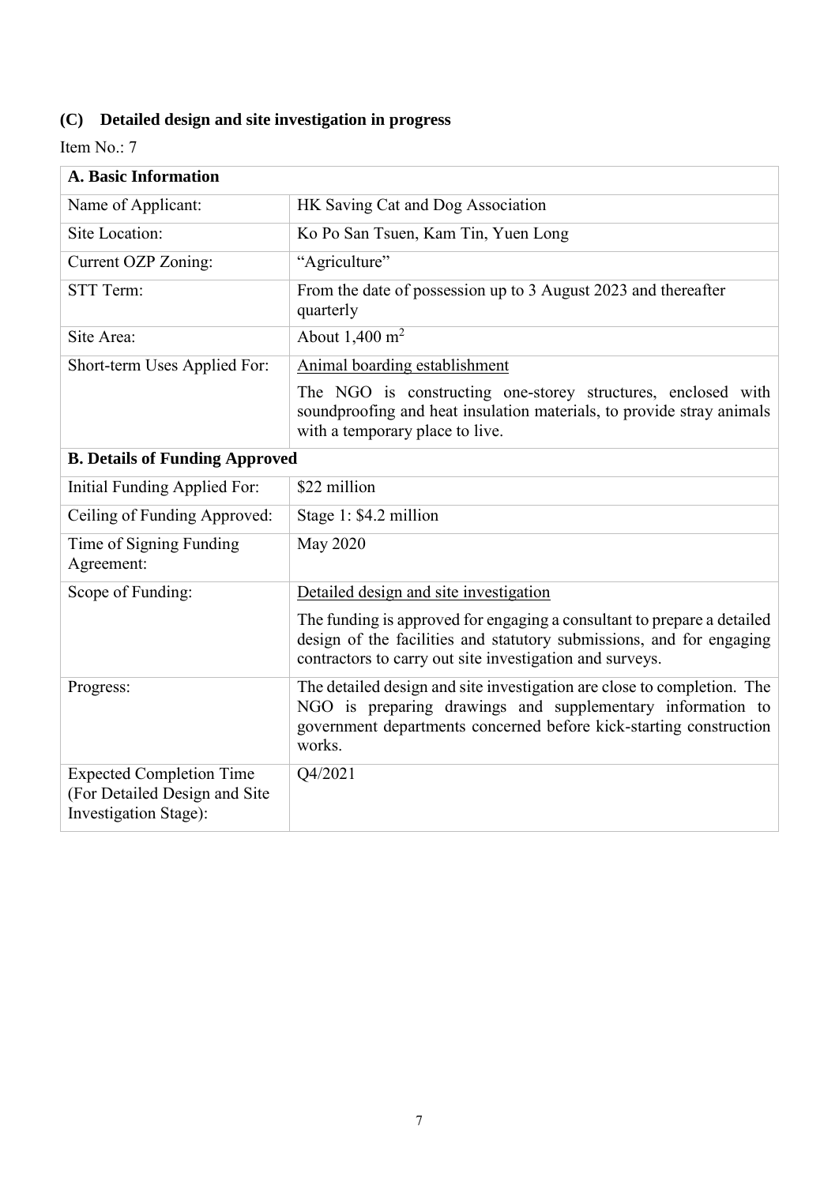### (C) Detailed design and site investigation in progress

Item No.: 7

| **A. Basic Information** | |
|---|---|
| Name of Applicant: | HK Saving Cat and Dog Association |
| Site Location: | Ko Po San Tsuen, Kam Tin, Yuen Long |
| Current OZP Zoning: | "Agriculture" |
| STT Term: | From the date of possession up to 3 August 2023 and thereafter quarterly |
| Site Area: | About 1,400 $m^2$ |
| Short-term Uses Applied For: | Animal boarding establishment<br><br>The NGO is constructing one-storey structures, enclosed with soundproofing and heat insulation materials, to provide stray animals with a temporary place to live. |
| **B. Details of Funding Approved** | |
| Initial Funding Applied For: | $22 million |
| Ceiling of Funding Approved: | Stage 1: $4.2 million |
| Time of Signing Funding Agreement: | May 2020 |
| Scope of Funding: | Detailed design and site investigation<br><br>The funding is approved for engaging a consultant to prepare a detailed design of the facilities and statutory submissions, and for engaging contractors to carry out site investigation and surveys. |
| Progress: | The detailed design and site investigation are close to completion. The NGO is preparing drawings and supplementary information to government departments concerned before kick-starting construction works. |
| Expected Completion Time (For Detailed Design and Site Investigation Stage): | Q4/2021 |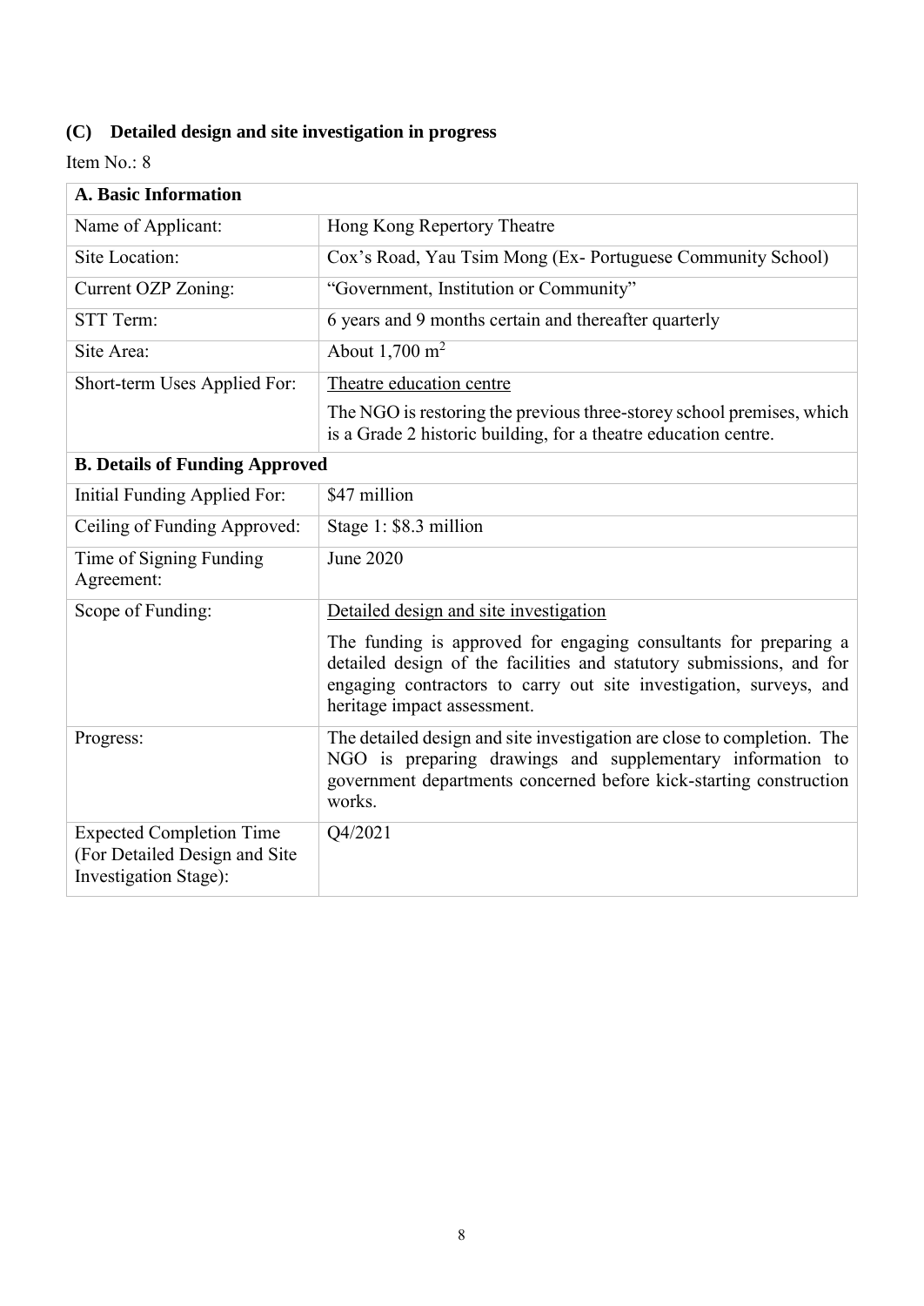## (C) Detailed design and site investigation in progress

Item No.: 8

| A. Basic Information | |
|---|---|
| Name of Applicant: | Hong Kong Repertory Theatre |
| Site Location: | Cox's Road, Yau Tsim Mong (Ex- Portuguese Community School) |
| Current OZP Zoning: | "Government, Institution or Community" |
| STT Term: | 6 years and 9 months certain and thereafter quarterly |
| Site Area: | About 1,700 $m^2$ |
| Short-term Uses Applied For: | Theatre education centre<br><br>The NGO is restoring the previous three-storey school premises, which is a Grade 2 historic building, for a theatre education centre. |
| **B. Details of Funding Approved** | |
| Initial Funding Applied For: | $47 million |
| Ceiling of Funding Approved: | Stage 1: $8.3 million |
| Time of Signing Funding Agreement: | June 2020 |
| Scope of Funding: | Detailed design and site investigation<br><br>The funding is approved for engaging consultants for preparing a detailed design of the facilities and statutory submissions, and for engaging contractors to carry out site investigation, surveys, and heritage impact assessment. |
| Progress: | The detailed design and site investigation are close to completion. The NGO is preparing drawings and supplementary information to government departments concerned before kick-starting construction works. |
| Expected Completion Time (For Detailed Design and Site Investigation Stage): | Q4/2021 |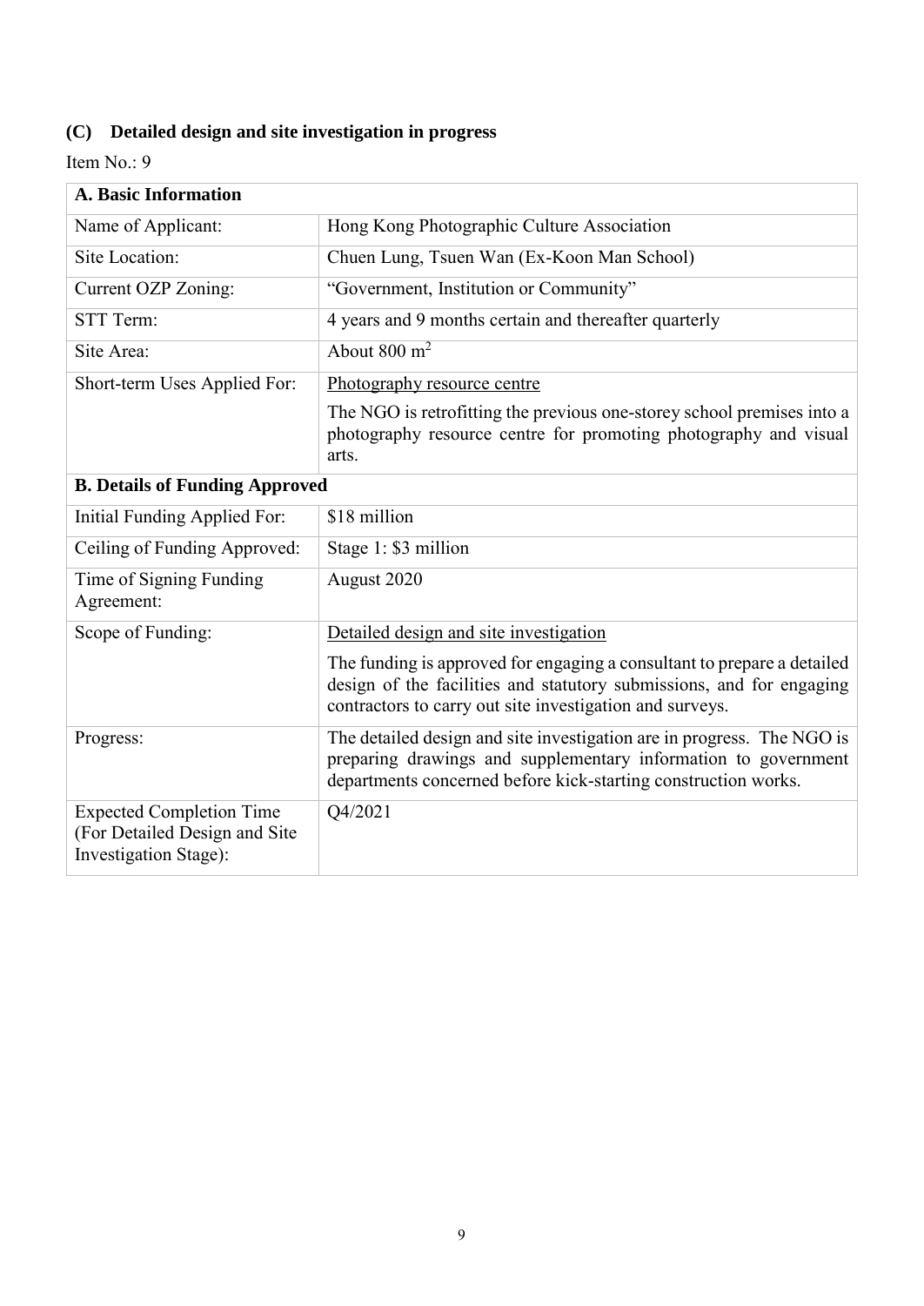### (C) Detailed design and site investigation in progress

Item No.: 9

| **A. Basic Information** | |
|---|---|
| Name of Applicant: | Hong Kong Photographic Culture Association |
| Site Location: | Chuen Lung, Tsuen Wan (Ex-Koon Man School) |
| Current OZP Zoning: | "Government, Institution or Community" |
| STT Term: | 4 years and 9 months certain and thereafter quarterly |
| Site Area: | About 800 $m^2$ |
| Short-term Uses Applied For: | Photography resource centre<br><br>The NGO is retrofitting the previous one-storey school premises into a photography resource centre for promoting photography and visual arts. |
| **B. Details of Funding Approved** | |
| Initial Funding Applied For: | \$18 million |
| Ceiling of Funding Approved: | Stage 1: \$3 million |
| Time of Signing Funding Agreement: | August 2020 |
| Scope of Funding: | Detailed design and site investigation<br><br>The funding is approved for engaging a consultant to prepare a detailed design of the facilities and statutory submissions, and for engaging contractors to carry out site investigation and surveys. |
| Progress: | The detailed design and site investigation are in progress. The NGO is preparing drawings and supplementary information to government departments concerned before kick-starting construction works. |
| Expected Completion Time (For Detailed Design and Site Investigation Stage): | Q4/2021 |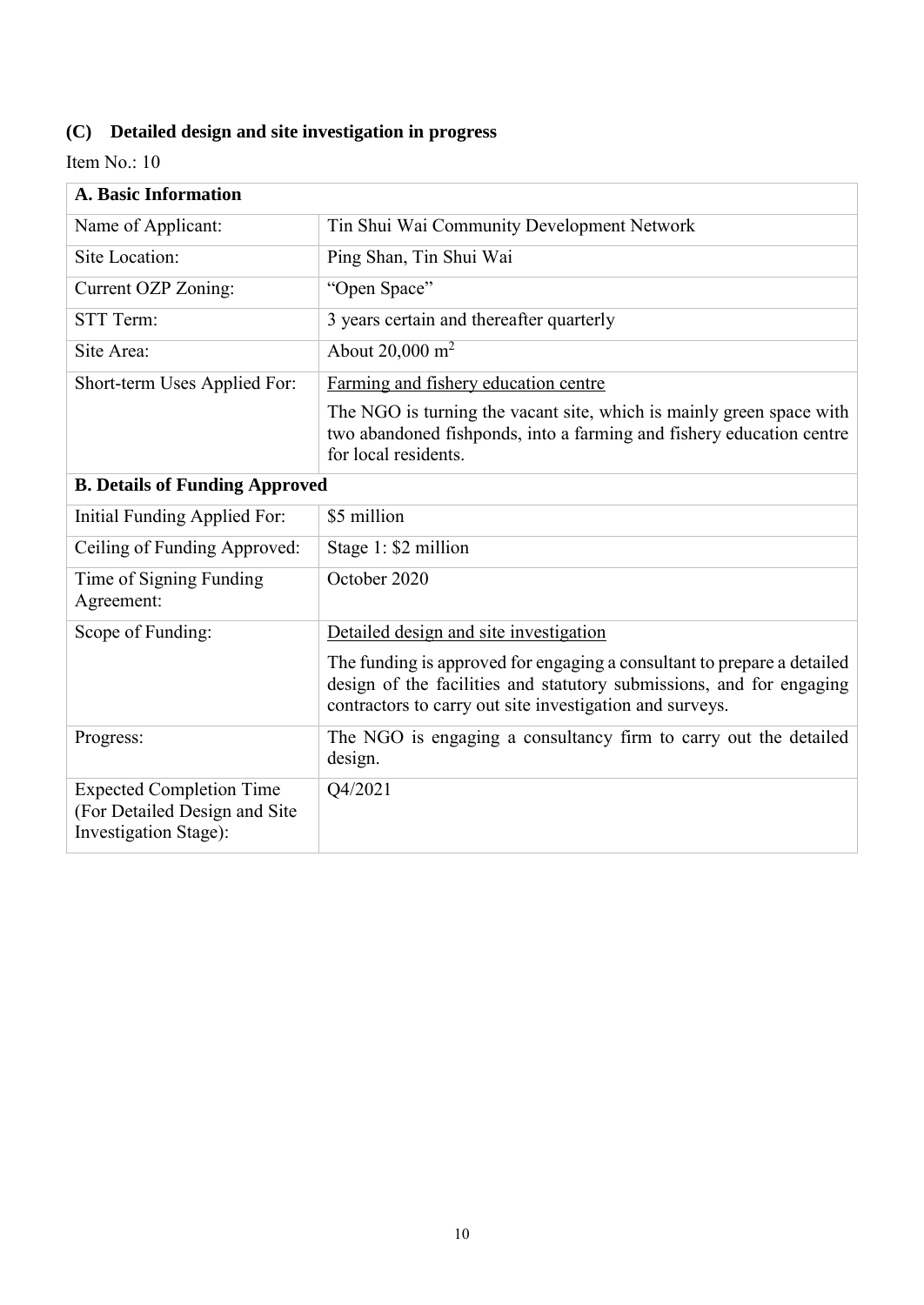### (C) Detailed design and site investigation in progress

Item No.: 10

| A. Basic Information | |
|---|---|
| Name of Applicant: | Tin Shui Wai Community Development Network |
| Site Location: | Ping Shan, Tin Shui Wai |
| Current OZP Zoning: | "Open Space" |
| STT Term: | 3 years certain and thereafter quarterly |
| Site Area: | About 20,000 $m^2$ |
| Short-term Uses Applied For: | Farming and fishery education centre<br><br>The NGO is turning the vacant site, which is mainly green space with two abandoned fishponds, into a farming and fishery education centre for local residents. |
| **B. Details of Funding Approved** | |
| Initial Funding Applied For: | $5 million |
| Ceiling of Funding Approved: | Stage 1: $2 million |
| Time of Signing Funding Agreement: | October 2020 |
| Scope of Funding: | Detailed design and site investigation<br><br>The funding is approved for engaging a consultant to prepare a detailed design of the facilities and statutory submissions, and for engaging contractors to carry out site investigation and surveys. |
| Progress: | The NGO is engaging a consultancy firm to carry out the detailed design. |
| Expected Completion Time (For Detailed Design and Site Investigation Stage): | Q4/2021 |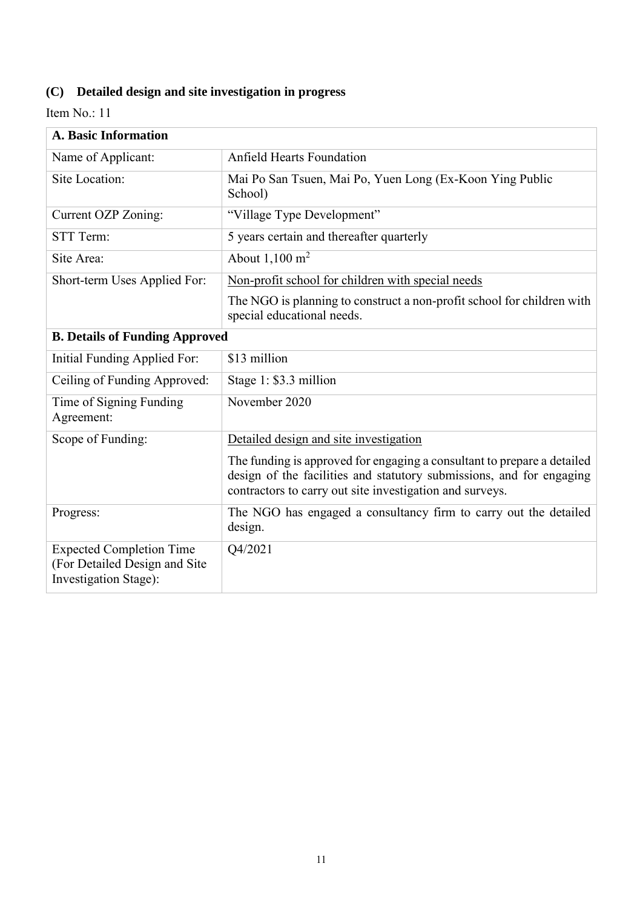### (C) Detailed design and site investigation in progress

Item No.: 11

| **A. Basic Information** | |
|---|---|
| Name of Applicant: | Anfield Hearts Foundation |
| Site Location: | Mai Po San Tsuen, Mai Po, Yuen Long (Ex-Koon Ying Public School) |
| Current OZP Zoning: | "Village Type Development" |
| STT Term: | 5 years certain and thereafter quarterly |
| Site Area: | About 1,100 $m^2$ |
| Short-term Uses Applied For: | Non-profit school for children with special needs<br><br>The NGO is planning to construct a non-profit school for children with special educational needs. |
| **B. Details of Funding Approved** | |
| Initial Funding Applied For: | $13 million |
| Ceiling of Funding Approved: | Stage 1: $3.3 million |
| Time of Signing Funding Agreement: | November 2020 |
| Scope of Funding: | Detailed design and site investigation<br><br>The funding is approved for engaging a consultant to prepare a detailed design of the facilities and statutory submissions, and for engaging contractors to carry out site investigation and surveys. |
| Progress: | The NGO has engaged a consultancy firm to carry out the detailed design. |
| Expected Completion Time (For Detailed Design and Site Investigation Stage): | Q4/2021 |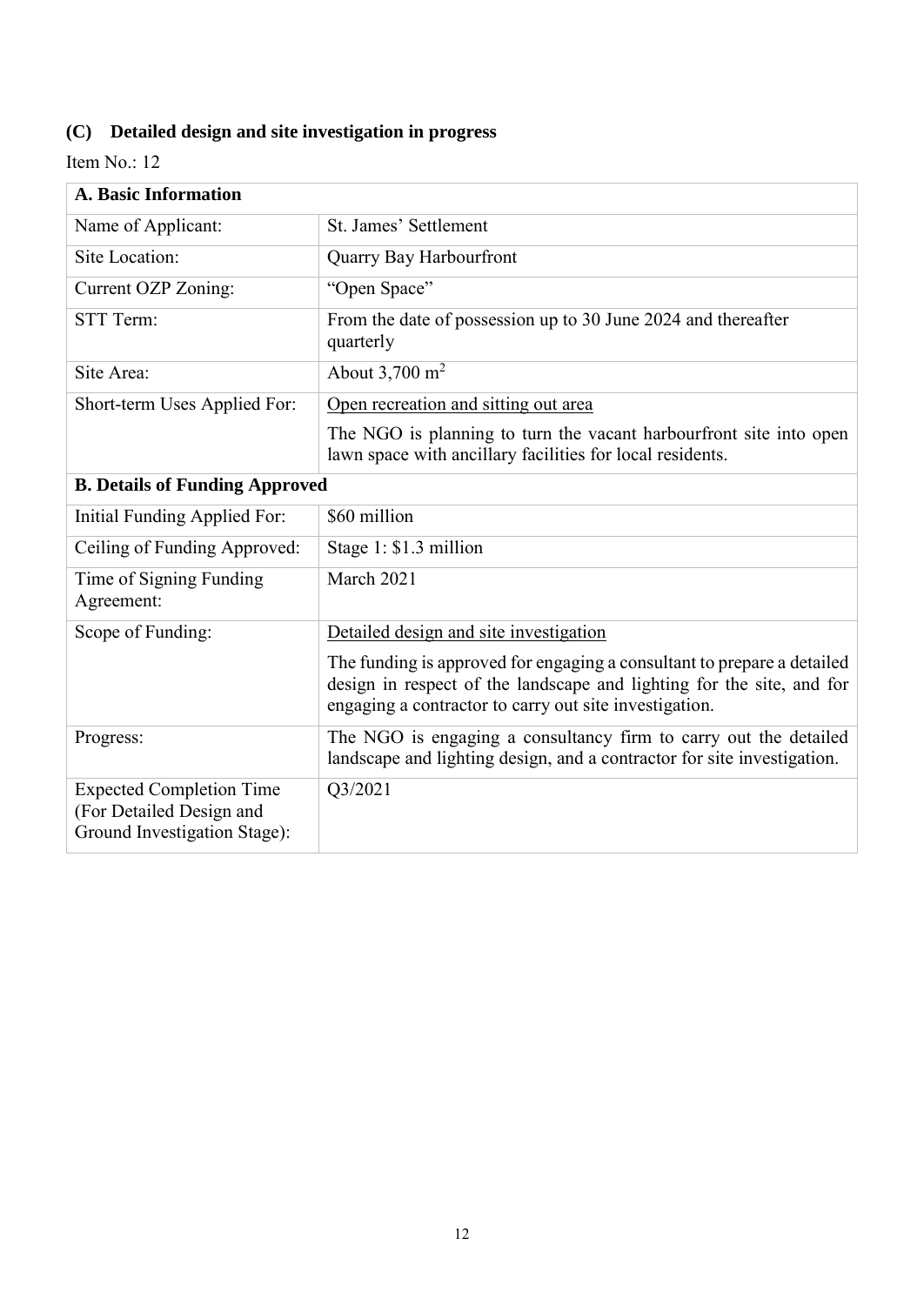### (C) Detailed design and site investigation in progress

Item No.: 12

| **A. Basic Information** | |
|---|---|
| Name of Applicant: | St. James' Settlement |
| Site Location: | Quarry Bay Harbourfront |
| Current OZP Zoning: | "Open Space" |
| STT Term: | From the date of possession up to 30 June 2024 and thereafter quarterly |
| Site Area: | About 3,700 $m^2$ |
| Short-term Uses Applied For: | Open recreation and sitting out area<br><br>The NGO is planning to turn the vacant harbourfront site into open lawn space with ancillary facilities for local residents. |
| **B. Details of Funding Approved** | |
| Initial Funding Applied For: | $60 million |
| Ceiling of Funding Approved: | Stage 1: $1.3 million |
| Time of Signing Funding Agreement: | March 2021 |
| Scope of Funding: | Detailed design and site investigation<br><br>The funding is approved for engaging a consultant to prepare a detailed design in respect of the landscape and lighting for the site, and for engaging a contractor to carry out site investigation. |
| Progress: | The NGO is engaging a consultancy firm to carry out the detailed landscape and lighting design, and a contractor for site investigation. |
| Expected Completion Time (For Detailed Design and Ground Investigation Stage): | Q3/2021 |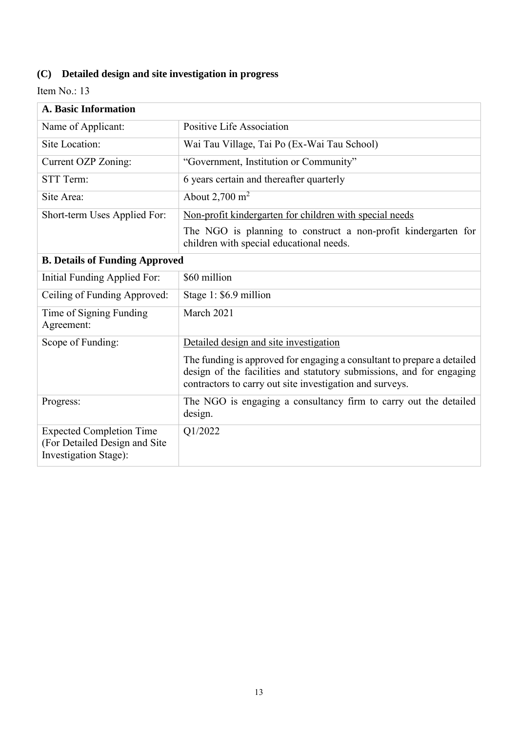### (C) Detailed design and site investigation in progress

Item No.: 13

| **A. Basic Information** | |
|---|---|
| Name of Applicant: | Positive Life Association |
| Site Location: | Wai Tau Village, Tai Po (Ex-Wai Tau School) |
| Current OZP Zoning: | "Government, Institution or Community" |
| STT Term: | 6 years certain and thereafter quarterly |
| Site Area: | About 2,700 $m^2$ |
| Short-term Uses Applied For: | Non-profit kindergarten for children with special needs<br><br>The NGO is planning to construct a non-profit kindergarten for children with special educational needs. |
| **B. Details of Funding Approved** | |
| Initial Funding Applied For: | $60 million |
| Ceiling of Funding Approved: | Stage 1: $6.9 million |
| Time of Signing Funding Agreement: | March 2021 |
| Scope of Funding: | Detailed design and site investigation<br><br>The funding is approved for engaging a consultant to prepare a detailed design of the facilities and statutory submissions, and for engaging contractors to carry out site investigation and surveys. |
| Progress: | The NGO is engaging a consultancy firm to carry out the detailed design. |
| Expected Completion Time (For Detailed Design and Site Investigation Stage): | Q1/2022 |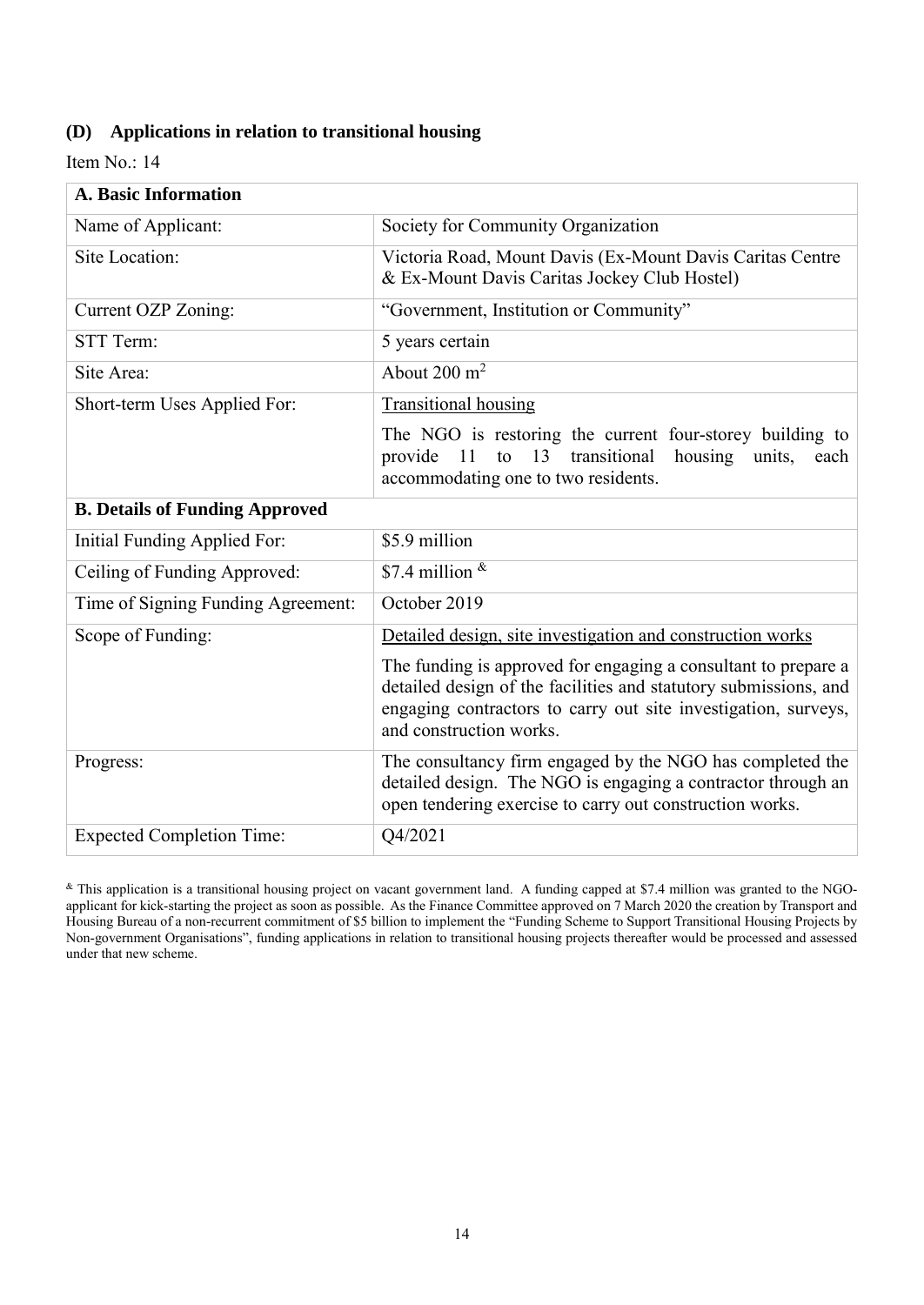## (D) Applications in relation to transitional housing

Item No.: 14

| A. Basic Information | |
|---|---|
| Name of Applicant: | Society for Community Organization |
| Site Location: | Victoria Road, Mount Davis (Ex-Mount Davis Caritas Centre & Ex-Mount Davis Caritas Jockey Club Hostel) |
| Current OZP Zoning: | "Government, Institution or Community" |
| STT Term: | 5 years certain |
| Site Area: | About 200 $m^2$ |
| Short-term Uses Applied For: | Transitional housing<br><br>The NGO is restoring the current four-storey building to provide 11 to 13 transitional housing units, each accommodating one to two residents. |
| **B. Details of Funding Approved** | |
| Initial Funding Applied For: | $5.9 million |
| Ceiling of Funding Approved: | $7.4 million [&] |
| Time of Signing Funding Agreement: | October 2019 |
| Scope of Funding: | Detailed design, site investigation and construction works<br><br>The funding is approved for engaging a consultant to prepare a detailed design of the facilities and statutory submissions, and engaging contractors to carry out site investigation, surveys, and construction works. |
| Progress: | The consultancy firm engaged by the NGO has completed the detailed design. The NGO is engaging a contractor through an open tendering exercise to carry out construction works. |
| Expected Completion Time: | Q4/2021 |

[&] This application is a transitional housing project on vacant government land. A funding capped at $7.4 million was granted to the NGO-applicant for kick-starting the project as soon as possible. As the Finance Committee approved on 7 March 2020 the creation by Transport and Housing Bureau of a non-recurrent commitment of $5 billion to implement the "Funding Scheme to Support Transitional Housing Projects by Non-government Organisations", funding applications in relation to transitional housing projects thereafter would be processed and assessed under that new scheme.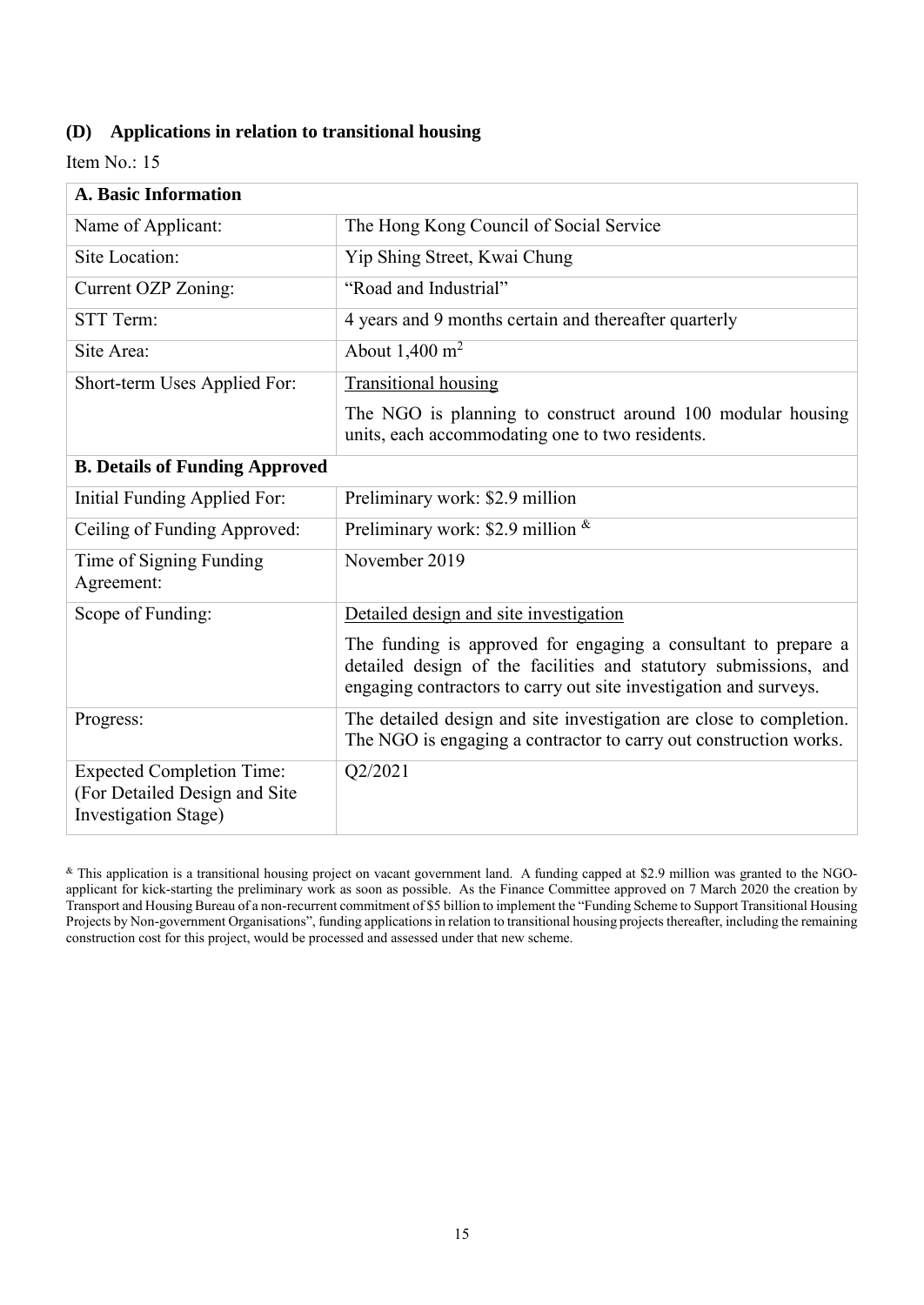### (D) Applications in relation to transitional housing

Item No.: 15

| **A. Basic Information** | |
|---|---|
| Name of Applicant: | The Hong Kong Council of Social Service |
| Site Location: | Yip Shing Street, Kwai Chung |
| Current OZP Zoning: | "Road and Industrial" |
| STT Term: | 4 years and 9 months certain and thereafter quarterly |
| Site Area: | About 1,400 $m^2$ |
| Short-term Uses Applied For: | Transitional housing<br><br>The NGO is planning to construct around 100 modular housing units, each accommodating one to two residents. |
| **B. Details of Funding Approved** | |
| Initial Funding Applied For: | Preliminary work: $2.9 million |
| Ceiling of Funding Approved: | Preliminary work: $2.9 million [&] |
| Time of Signing Funding Agreement: | November 2019 |
| Scope of Funding: | Detailed design and site investigation<br><br>The funding is approved for engaging a consultant to prepare a detailed design of the facilities and statutory submissions, and engaging contractors to carry out site investigation and surveys. |
| Progress: | The detailed design and site investigation are close to completion. The NGO is engaging a contractor to carry out construction works. |
| Expected Completion Time: (For Detailed Design and Site Investigation Stage) | Q2/2021 |

[&] This application is a transitional housing project on vacant government land. A funding capped at $2.9 million was granted to the NGO-applicant for kick-starting the preliminary work as soon as possible. As the Finance Committee approved on 7 March 2020 the creation by Transport and Housing Bureau of a non-recurrent commitment of $5 billion to implement the "Funding Scheme to Support Transitional Housing Projects by Non-government Organisations", funding applications in relation to transitional housing projects thereafter, including the remaining construction cost for this project, would be processed and assessed under that new scheme.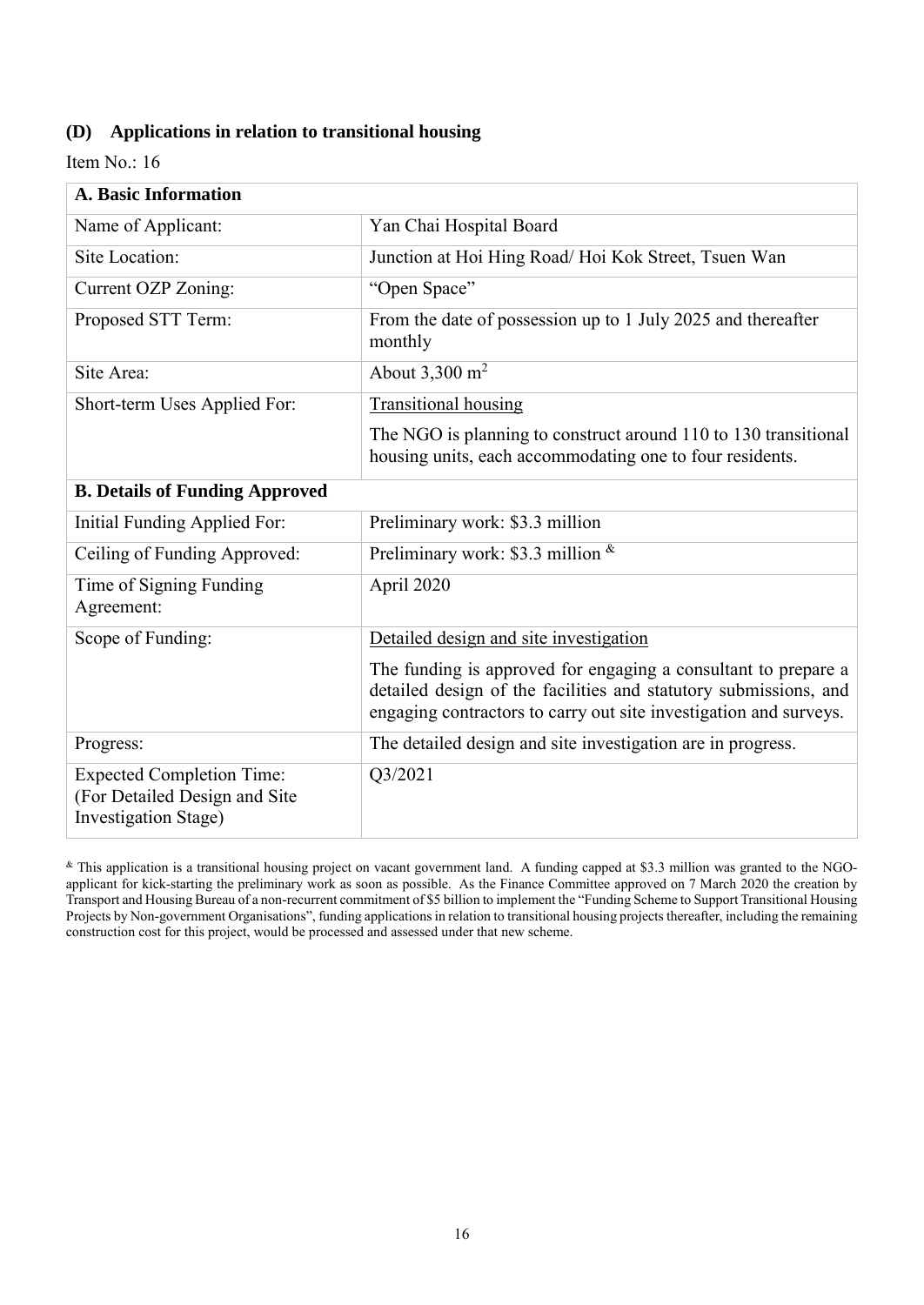## (D) Applications in relation to transitional housing

Item No.: 16

| A. Basic Information | |
|---|---|
| Name of Applicant: | Yan Chai Hospital Board |
| Site Location: | Junction at Hoi Hing Road/ Hoi Kok Street, Tsuen Wan |
| Current OZP Zoning: | “Open Space” |
| Proposed STT Term: | From the date of possession up to 1 July 2025 and thereafter monthly |
| Site Area: | About 3,300 $m^2$ |
| Short-term Uses Applied For: | Transitional housing<br><br>The NGO is planning to construct around 110 to 130 transitional housing units, each accommodating one to four residents. |
| **B. Details of Funding Approved** | |
| Initial Funding Applied For: | Preliminary work: $3.3 million |
| Ceiling of Funding Approved: | Preliminary work: $3.3 million [&] |
| Time of Signing Funding Agreement: | April 2020 |
| Scope of Funding: | Detailed design and site investigation<br><br>The funding is approved for engaging a consultant to prepare a detailed design of the facilities and statutory submissions, and engaging contractors to carry out site investigation and surveys. |
| Progress: | The detailed design and site investigation are in progress. |
| Expected Completion Time: (For Detailed Design and Site Investigation Stage) | Q3/2021 |

[&] This application is a transitional housing project on vacant government land. A funding capped at $3.3 million was granted to the NGO-applicant for kick-starting the preliminary work as soon as possible. As the Finance Committee approved on 7 March 2020 the creation by Transport and Housing Bureau of a non-recurrent commitment of $5 billion to implement the “Funding Scheme to Support Transitional Housing Projects by Non-government Organisations”, funding applications in relation to transitional housing projects thereafter, including the remaining construction cost for this project, would be processed and assessed under that new scheme.